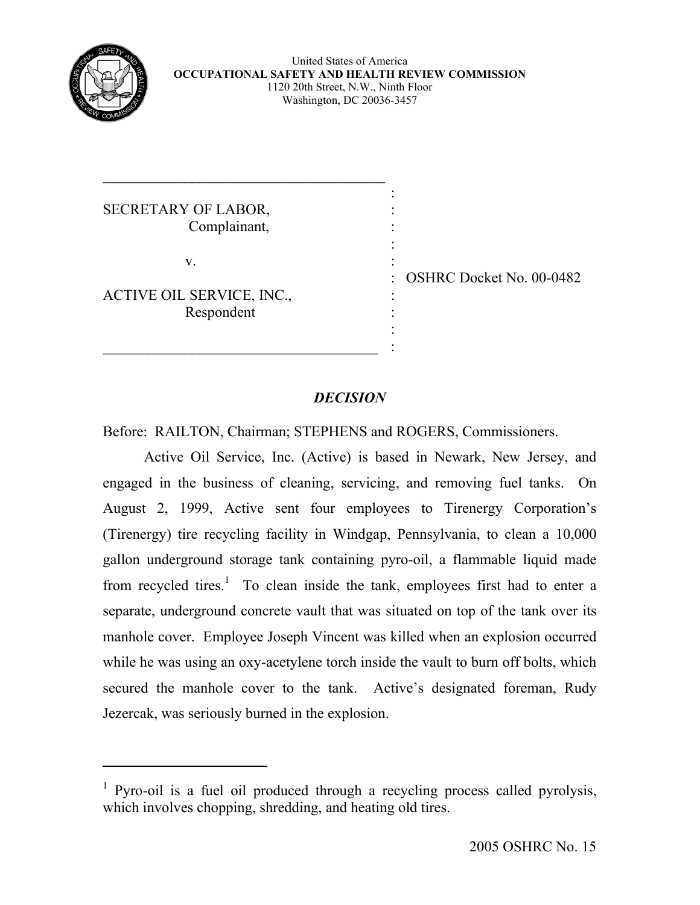United States of America
**OCCUPATIONAL SAFETY AND HEALTH REVIEW COMMISSION**
1120 20th Street, N.W., Ninth Floor
Washington, DC 20036-3457

SECRETARY OF LABOR,
Complainant,

v.

ACTIVE OIL SERVICE, INC.,
Respondent

OSHRC Docket No. 00-0482

## *DECISION*

Before: RAILTON, Chairman; STEPHENS and ROGERS, Commissioners.

Active Oil Service, Inc. (Active) is based in Newark, New Jersey, and engaged in the business of cleaning, servicing, and removing fuel tanks. On August 2, 1999, Active sent four employees to Tirenergy Corporation's (Tirenergy) tire recycling facility in Windgap, Pennsylvania, to clean a 10,000 gallon underground storage tank containing pyro-oil, a flammable liquid made from recycled tires.[1] To clean inside the tank, employees first had to enter a separate, underground concrete vault that was situated on top of the tank over its manhole cover. Employee Joseph Vincent was killed when an explosion occurred while he was using an oxy-acetylene torch inside the vault to burn off bolts, which secured the manhole cover to the tank. Active's designated foreman, Rudy Jezercak, was seriously burned in the explosion.

[1] Pyro-oil is a fuel oil produced through a recycling process called pyrolysis, which involves chopping, shredding, and heating old tires.

2005 OSHRC No. 15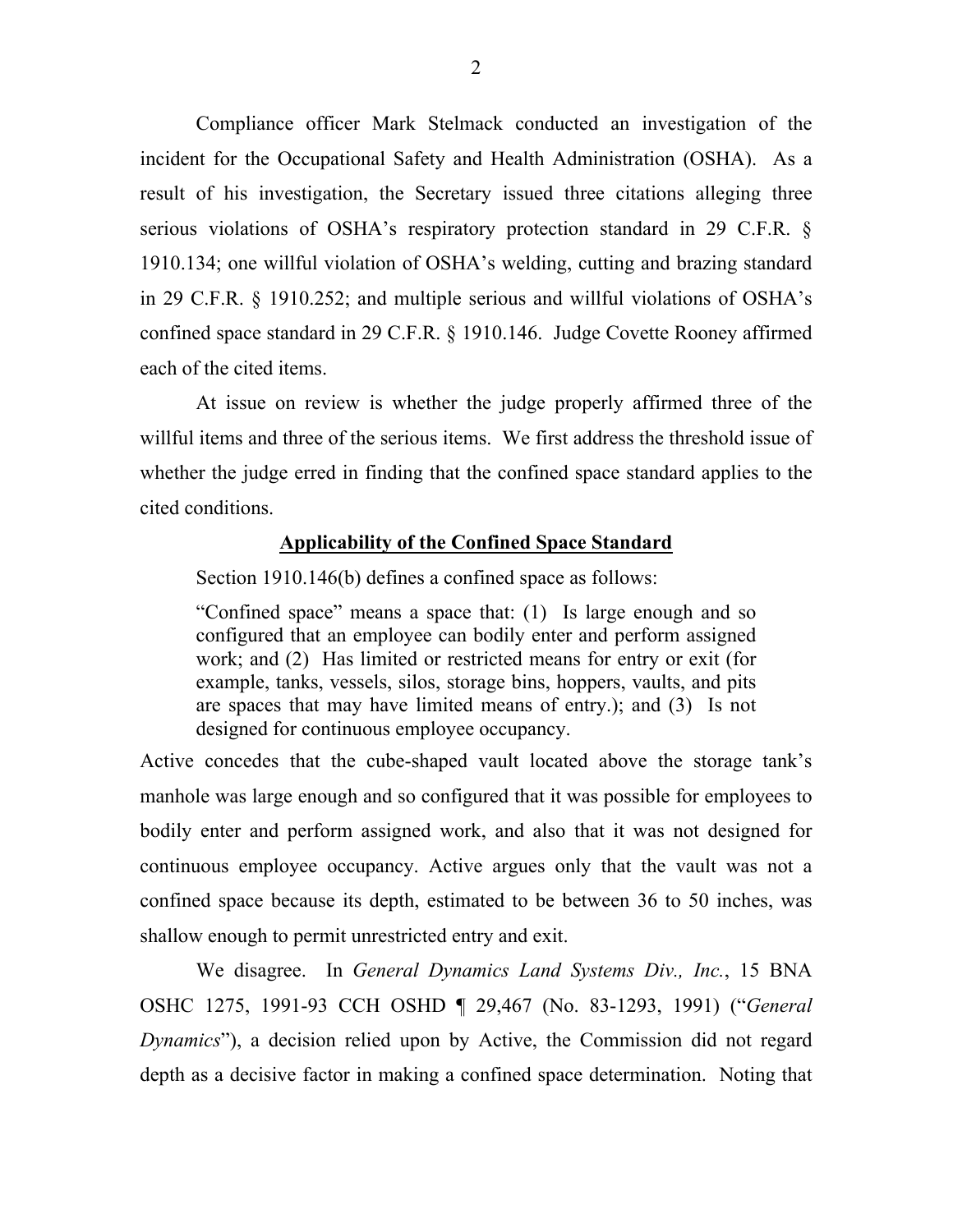Compliance officer Mark Stelmack conducted an investigation of the incident for the Occupational Safety and Health Administration (OSHA). As a result of his investigation, the Secretary issued three citations alleging three serious violations of OSHA's respiratory protection standard in 29 C.F.R. § 1910.134; one willful violation of OSHA's welding, cutting and brazing standard in 29 C.F.R. § 1910.252; and multiple serious and willful violations of OSHA's confined space standard in 29 C.F.R. § 1910.146. Judge Covette Rooney affirmed each of the cited items.

At issue on review is whether the judge properly affirmed three of the willful items and three of the serious items. We first address the threshold issue of whether the judge erred in finding that the confined space standard applies to the cited conditions.

**<u>Applicability of the Confined Space Standard</u>**

Section 1910.146(b) defines a confined space as follows:

> "Confined space" means a space that: (1) Is large enough and so configured that an employee can bodily enter and perform assigned work; and (2) Has limited or restricted means for entry or exit (for example, tanks, vessels, silos, storage bins, hoppers, vaults, and pits are spaces that may have limited means of entry.); and (3) Is not designed for continuous employee occupancy.

Active concedes that the cube-shaped vault located above the storage tank's manhole was large enough and so configured that it was possible for employees to bodily enter and perform assigned work, and also that it was not designed for continuous employee occupancy. Active argues only that the vault was not a confined space because its depth, estimated to be between 36 to 50 inches, was shallow enough to permit unrestricted entry and exit.

We disagree. In *General Dynamics Land Systems Div., Inc.*, 15 BNA OSHC 1275, 1991-93 CCH OSHD ¶ 29,467 (No. 83-1293, 1991) ("*General Dynamics*"), a decision relied upon by Active, the Commission did not regard depth as a decisive factor in making a confined space determination. Noting that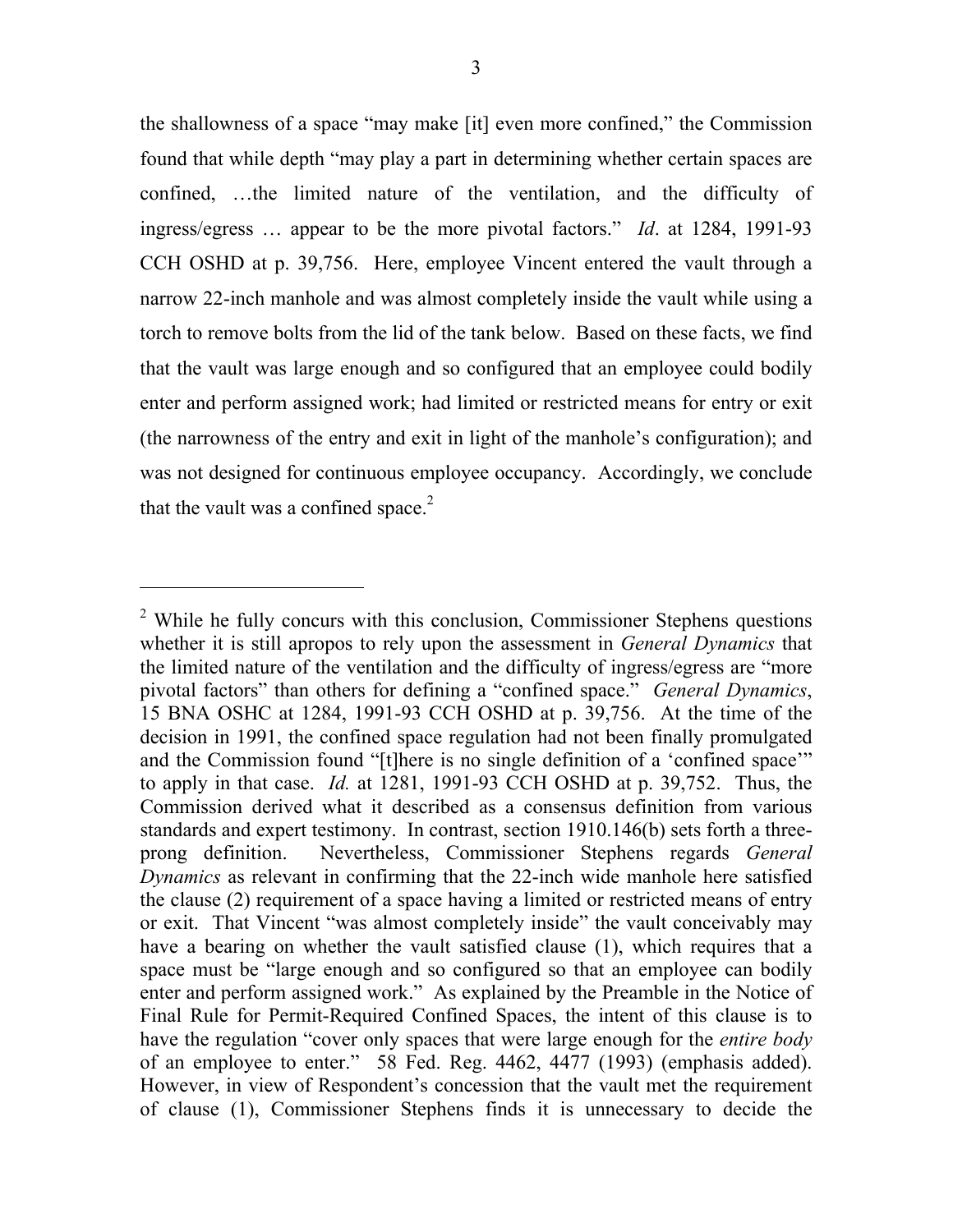the shallowness of a space "may make [it] even more confined," the Commission found that while depth "may play a part in determining whether certain spaces are confined, …the limited nature of the ventilation, and the difficulty of ingress/egress … appear to be the more pivotal factors." *Id*. at 1284, 1991-93 CCH OSHD at p. 39,756. Here, employee Vincent entered the vault through a narrow 22-inch manhole and was almost completely inside the vault while using a torch to remove bolts from the lid of the tank below. Based on these facts, we find that the vault was large enough and so configured that an employee could bodily enter and perform assigned work; had limited or restricted means for entry or exit (the narrowness of the entry and exit in light of the manhole's configuration); and was not designed for continuous employee occupancy. Accordingly, we conclude that the vault was a confined space.[2]

---

[2] While he fully concurs with this conclusion, Commissioner Stephens questions whether it is still apropos to rely upon the assessment in *General Dynamics* that the limited nature of the ventilation and the difficulty of ingress/egress are "more pivotal factors" than others for defining a "confined space." *General Dynamics*, 15 BNA OSHC at 1284, 1991-93 CCH OSHD at p. 39,756. At the time of the decision in 1991, the confined space regulation had not been finally promulgated and the Commission found "[t]here is no single definition of a 'confined space'" to apply in that case. *Id.* at 1281, 1991-93 CCH OSHD at p. 39,752. Thus, the Commission derived what it described as a consensus definition from various standards and expert testimony. In contrast, section 1910.146(b) sets forth a three-prong definition. Nevertheless, Commissioner Stephens regards *General Dynamics* as relevant in confirming that the 22-inch wide manhole here satisfied the clause (2) requirement of a space having a limited or restricted means of entry or exit. That Vincent "was almost completely inside" the vault conceivably may have a bearing on whether the vault satisfied clause (1), which requires that a space must be "large enough and so configured so that an employee can bodily enter and perform assigned work." As explained by the Preamble in the Notice of Final Rule for Permit-Required Confined Spaces, the intent of this clause is to have the regulation "cover only spaces that were large enough for the *entire body* of an employee to enter." 58 Fed. Reg. 4462, 4477 (1993) (emphasis added). However, in view of Respondent's concession that the vault met the requirement of clause (1), Commissioner Stephens finds it is unnecessary to decide the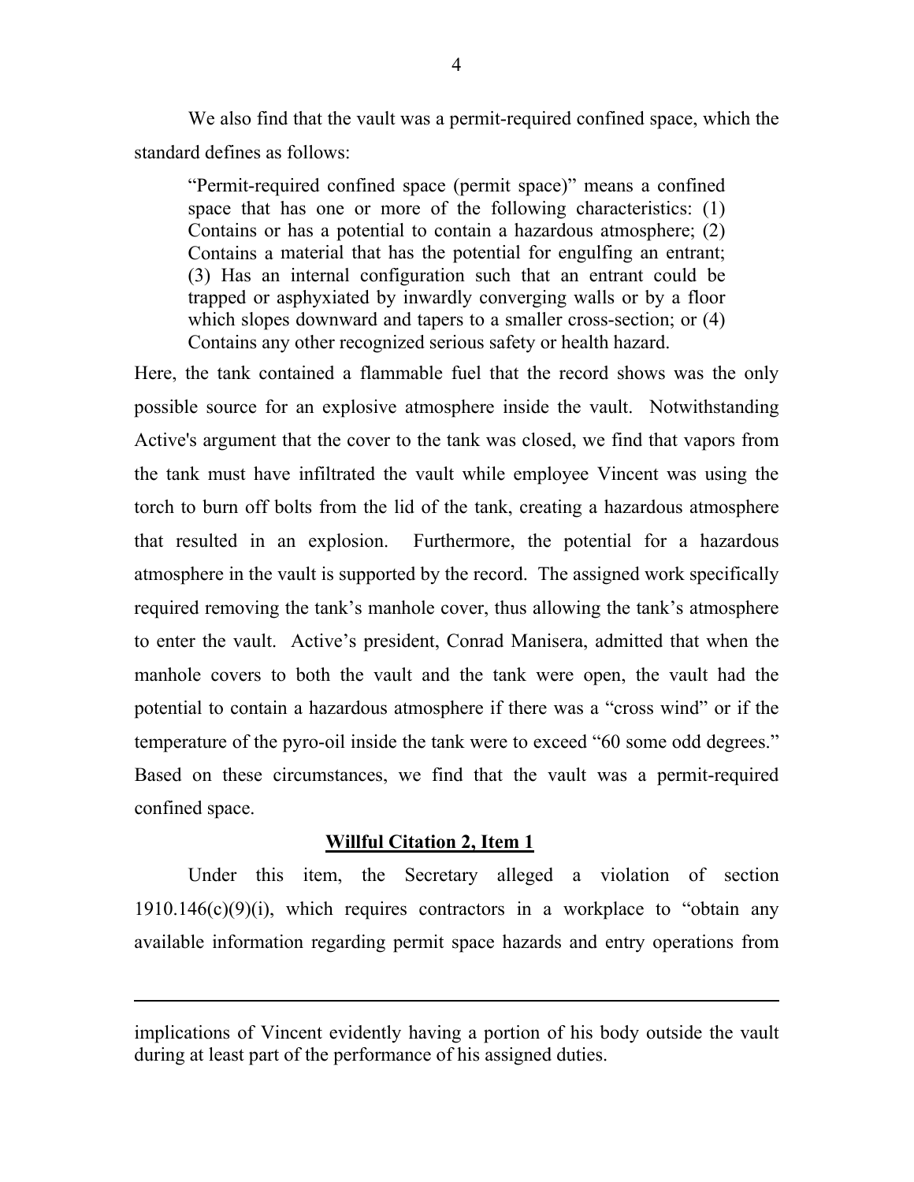We also find that the vault was a permit-required confined space, which the standard defines as follows:

> "Permit-required confined space (permit space)" means a confined space that has one or more of the following characteristics: (1) Contains or has a potential to contain a hazardous atmosphere; (2) Contains a material that has the potential for engulfing an entrant; (3) Has an internal configuration such that an entrant could be trapped or asphyxiated by inwardly converging walls or by a floor which slopes downward and tapers to a smaller cross-section; or (4) Contains any other recognized serious safety or health hazard.

Here, the tank contained a flammable fuel that the record shows was the only possible source for an explosive atmosphere inside the vault. Notwithstanding Active's argument that the cover to the tank was closed, we find that vapors from the tank must have infiltrated the vault while employee Vincent was using the torch to burn off bolts from the lid of the tank, creating a hazardous atmosphere that resulted in an explosion. Furthermore, the potential for a hazardous atmosphere in the vault is supported by the record. The assigned work specifically required removing the tank's manhole cover, thus allowing the tank's atmosphere to enter the vault. Active's president, Conrad Manisera, admitted that when the manhole covers to both the vault and the tank were open, the vault had the potential to contain a hazardous atmosphere if there was a "cross wind" or if the temperature of the pyro-oil inside the tank were to exceed "60 some odd degrees." Based on these circumstances, we find that the vault was a permit-required confined space.

## Willful Citation 2, Item 1

Under this item, the Secretary alleged a violation of section 1910.146(c)(9)(i), which requires contractors in a workplace to "obtain any available information regarding permit space hazards and entry operations from

---

implications of Vincent evidently having a portion of his body outside the vault during at least part of the performance of his assigned duties.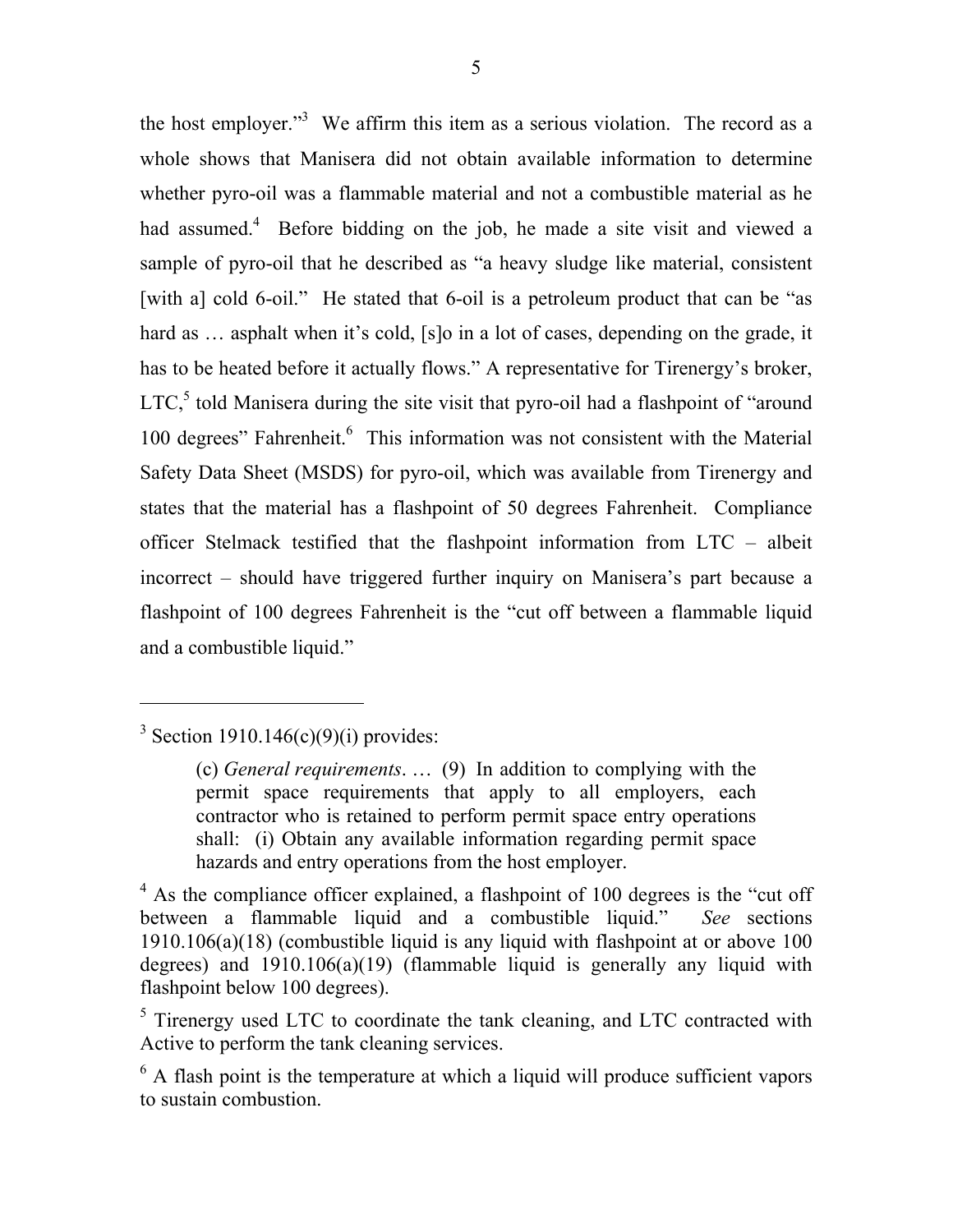the host employer."[3] We affirm this item as a serious violation. The record as a whole shows that Manisera did not obtain available information to determine whether pyro-oil was a flammable material and not a combustible material as he had assumed.[4] Before bidding on the job, he made a site visit and viewed a sample of pyro-oil that he described as "a heavy sludge like material, consistent [with a] cold 6-oil." He stated that 6-oil is a petroleum product that can be "as hard as … asphalt when it's cold, [s]o in a lot of cases, depending on the grade, it has to be heated before it actually flows." A representative for Tirenergy's broker, LTC,[5] told Manisera during the site visit that pyro-oil had a flashpoint of "around 100 degrees" Fahrenheit.[6] This information was not consistent with the Material Safety Data Sheet (MSDS) for pyro-oil, which was available from Tirenergy and states that the material has a flashpoint of 50 degrees Fahrenheit. Compliance officer Stelmack testified that the flashpoint information from LTC – albeit incorrect – should have triggered further inquiry on Manisera's part because a flashpoint of 100 degrees Fahrenheit is the "cut off between a flammable liquid and a combustible liquid."

---

[3] Section 1910.146(c)(9)(i) provides:

> (c) *General requirements*. … (9) In addition to complying with the permit space requirements that apply to all employers, each contractor who is retained to perform permit space entry operations shall: (i) Obtain any available information regarding permit space hazards and entry operations from the host employer.

[4] As the compliance officer explained, a flashpoint of 100 degrees is the "cut off between a flammable liquid and a combustible liquid." *See* sections 1910.106(a)(18) (combustible liquid is any liquid with flashpoint at or above 100 degrees) and 1910.106(a)(19) (flammable liquid is generally any liquid with flashpoint below 100 degrees).

[5] Tirenergy used LTC to coordinate the tank cleaning, and LTC contracted with Active to perform the tank cleaning services.

[6] A flash point is the temperature at which a liquid will produce sufficient vapors to sustain combustion.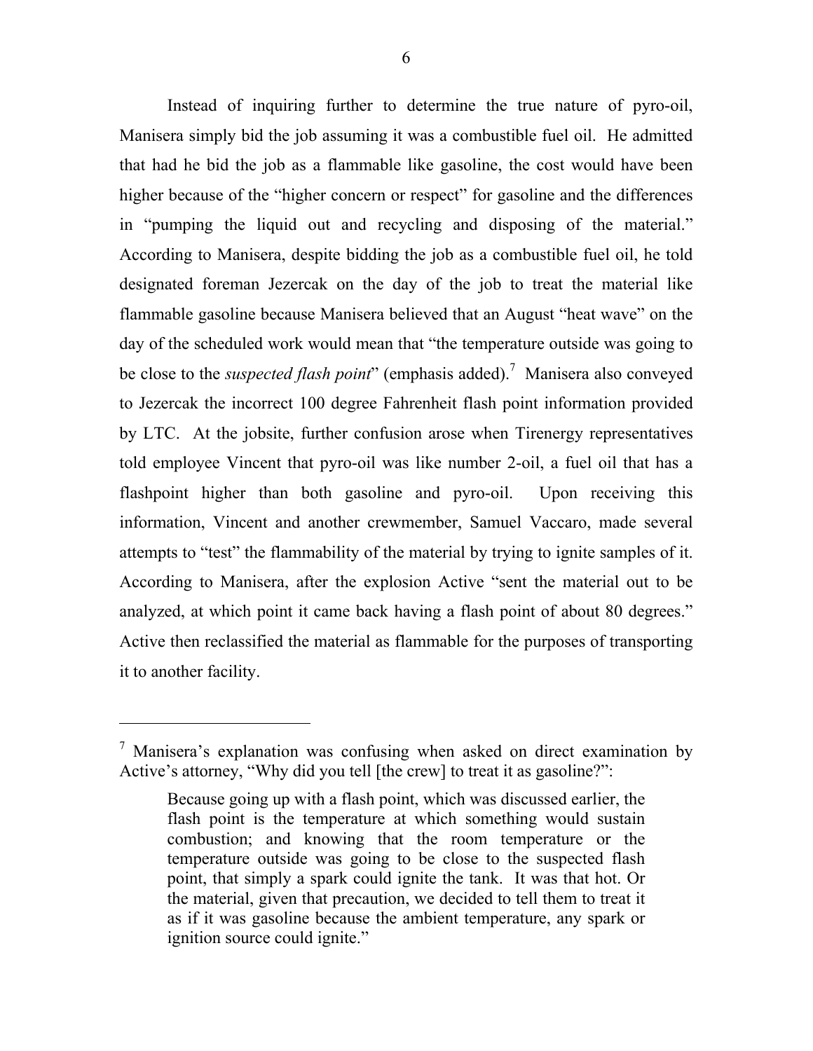Instead of inquiring further to determine the true nature of pyro-oil, Manisera simply bid the job assuming it was a combustible fuel oil. He admitted that had he bid the job as a flammable like gasoline, the cost would have been higher because of the "higher concern or respect" for gasoline and the differences in "pumping the liquid out and recycling and disposing of the material." According to Manisera, despite bidding the job as a combustible fuel oil, he told designated foreman Jezercak on the day of the job to treat the material like flammable gasoline because Manisera believed that an August "heat wave" on the day of the scheduled work would mean that "the temperature outside was going to be close to the *suspected flash point*" (emphasis added).[7] Manisera also conveyed to Jezercak the incorrect 100 degree Fahrenheit flash point information provided by LTC. At the jobsite, further confusion arose when Tirenergy representatives told employee Vincent that pyro-oil was like number 2-oil, a fuel oil that has a flashpoint higher than both gasoline and pyro-oil. Upon receiving this information, Vincent and another crewmember, Samuel Vaccaro, made several attempts to "test" the flammability of the material by trying to ignite samples of it. According to Manisera, after the explosion Active "sent the material out to be analyzed, at which point it came back having a flash point of about 80 degrees." Active then reclassified the material as flammable for the purposes of transporting it to another facility.

---

[7] Manisera's explanation was confusing when asked on direct examination by Active's attorney, "Why did you tell [the crew] to treat it as gasoline?":

> Because going up with a flash point, which was discussed earlier, the flash point is the temperature at which something would sustain combustion; and knowing that the room temperature or the temperature outside was going to be close to the suspected flash point, that simply a spark could ignite the tank. It was that hot. Or the material, given that precaution, we decided to tell them to treat it as if it was gasoline because the ambient temperature, any spark or ignition source could ignite."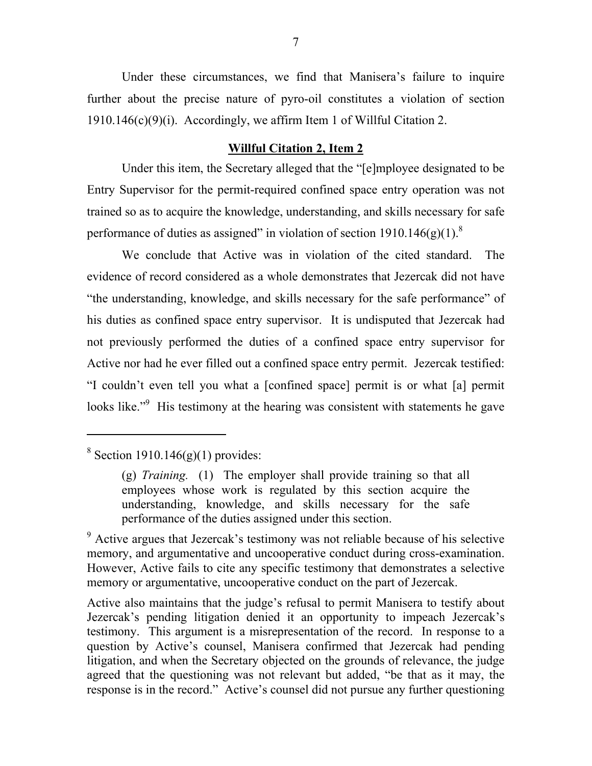Under these circumstances, we find that Manisera's failure to inquire further about the precise nature of pyro-oil constitutes a violation of section 1910.146(c)(9)(i). Accordingly, we affirm Item 1 of Willful Citation 2.

**Willful Citation 2, Item 2**

Under this item, the Secretary alleged that the "[e]mployee designated to be Entry Supervisor for the permit-required confined space entry operation was not trained so as to acquire the knowledge, understanding, and skills necessary for safe performance of duties as assigned" in violation of section 1910.146(g)(1).[8]

We conclude that Active was in violation of the cited standard. The evidence of record considered as a whole demonstrates that Jezercak did not have "the understanding, knowledge, and skills necessary for the safe performance" of his duties as confined space entry supervisor. It is undisputed that Jezercak had not previously performed the duties of a confined space entry supervisor for Active nor had he ever filled out a confined space entry permit. Jezercak testified: "I couldn't even tell you what a [confined space] permit is or what [a] permit looks like."[9] His testimony at the hearing was consistent with statements he gave

---

[8] Section 1910.146(g)(1) provides:

> (g) *Training.* (1) The employer shall provide training so that all employees whose work is regulated by this section acquire the understanding, knowledge, and skills necessary for the safe performance of the duties assigned under this section.

[9] Active argues that Jezercak's testimony was not reliable because of his selective memory, and argumentative and uncooperative conduct during cross-examination. However, Active fails to cite any specific testimony that demonstrates a selective memory or argumentative, uncooperative conduct on the part of Jezercak.

Active also maintains that the judge's refusal to permit Manisera to testify about Jezercak's pending litigation denied it an opportunity to impeach Jezercak's testimony. This argument is a misrepresentation of the record. In response to a question by Active's counsel, Manisera confirmed that Jezercak had pending litigation, and when the Secretary objected on the grounds of relevance, the judge agreed that the questioning was not relevant but added, "be that as it may, the response is in the record." Active's counsel did not pursue any further questioning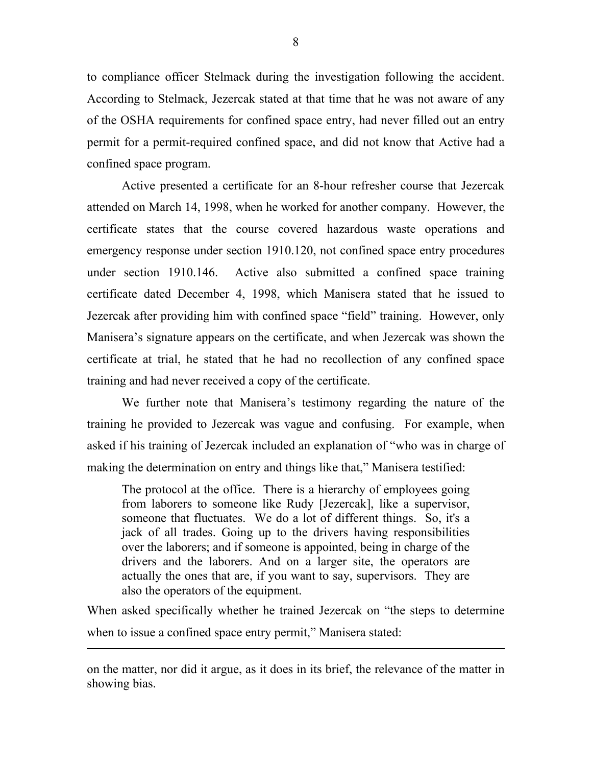to compliance officer Stelmack during the investigation following the accident. According to Stelmack, Jezercak stated at that time that he was not aware of any of the OSHA requirements for confined space entry, had never filled out an entry permit for a permit-required confined space, and did not know that Active had a confined space program.

Active presented a certificate for an 8-hour refresher course that Jezercak attended on March 14, 1998, when he worked for another company. However, the certificate states that the course covered hazardous waste operations and emergency response under section 1910.120, not confined space entry procedures under section 1910.146. Active also submitted a confined space training certificate dated December 4, 1998, which Manisera stated that he issued to Jezercak after providing him with confined space "field" training. However, only Manisera's signature appears on the certificate, and when Jezercak was shown the certificate at trial, he stated that he had no recollection of any confined space training and had never received a copy of the certificate.

We further note that Manisera's testimony regarding the nature of the training he provided to Jezercak was vague and confusing. For example, when asked if his training of Jezercak included an explanation of "who was in charge of making the determination on entry and things like that," Manisera testified:

> The protocol at the office. There is a hierarchy of employees going from laborers to someone like Rudy [Jezercak], like a supervisor, someone that fluctuates. We do a lot of different things. So, it's a jack of all trades. Going up to the drivers having responsibilities over the laborers; and if someone is appointed, being in charge of the drivers and the laborers. And on a larger site, the operators are actually the ones that are, if you want to say, supervisors. They are also the operators of the equipment.

When asked specifically whether he trained Jezercak on "the steps to determine when to issue a confined space entry permit," Manisera stated:

---

on the matter, nor did it argue, as it does in its brief, the relevance of the matter in showing bias.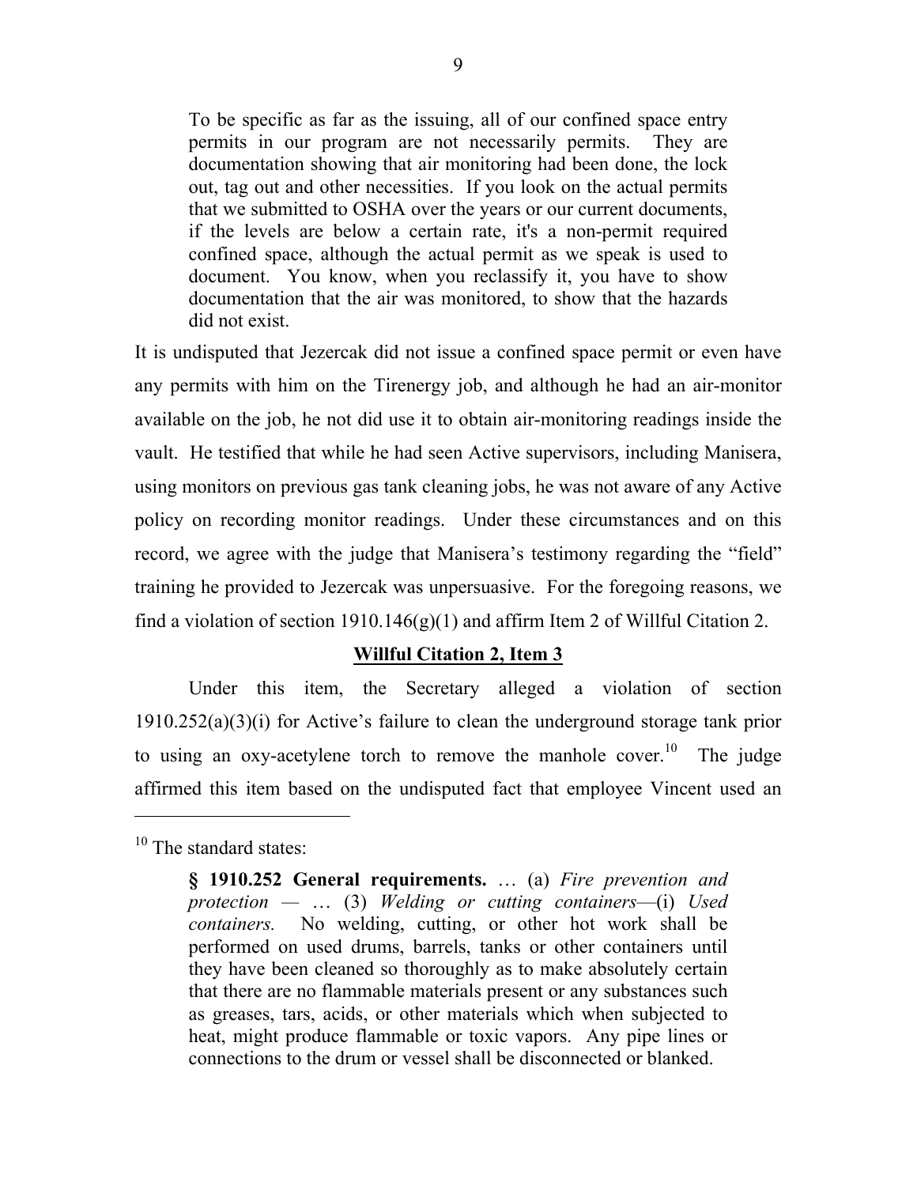> To be specific as far as the issuing, all of our confined space entry permits in our program are not necessarily permits. They are documentation showing that air monitoring had been done, the lock out, tag out and other necessities. If you look on the actual permits that we submitted to OSHA over the years or our current documents, if the levels are below a certain rate, it's a non-permit required confined space, although the actual permit as we speak is used to document. You know, when you reclassify it, you have to show documentation that the air was monitored, to show that the hazards did not exist.

It is undisputed that Jezercak did not issue a confined space permit or even have any permits with him on the Tirenergy job, and although he had an air-monitor available on the job, he not did use it to obtain air-monitoring readings inside the vault. He testified that while he had seen Active supervisors, including Manisera, using monitors on previous gas tank cleaning jobs, he was not aware of any Active policy on recording monitor readings. Under these circumstances and on this record, we agree with the judge that Manisera's testimony regarding the "field" training he provided to Jezercak was unpersuasive. For the foregoing reasons, we find a violation of section 1910.146(g)(1) and affirm Item 2 of Willful Citation 2.

**Willful Citation 2, Item 3**

Under this item, the Secretary alleged a violation of section 1910.252(a)(3)(i) for Active's failure to clean the underground storage tank prior to using an oxy-acetylene torch to remove the manhole cover.[10] The judge affirmed this item based on the undisputed fact that employee Vincent used an

---

[10] The standard states:

> **§ 1910.252 General requirements.** … (a) *Fire prevention and protection* — … (3) *Welding or cutting containers*—(i) *Used containers.* No welding, cutting, or other hot work shall be performed on used drums, barrels, tanks or other containers until they have been cleaned so thoroughly as to make absolutely certain that there are no flammable materials present or any substances such as greases, tars, acids, or other materials which when subjected to heat, might produce flammable or toxic vapors. Any pipe lines or connections to the drum or vessel shall be disconnected or blanked.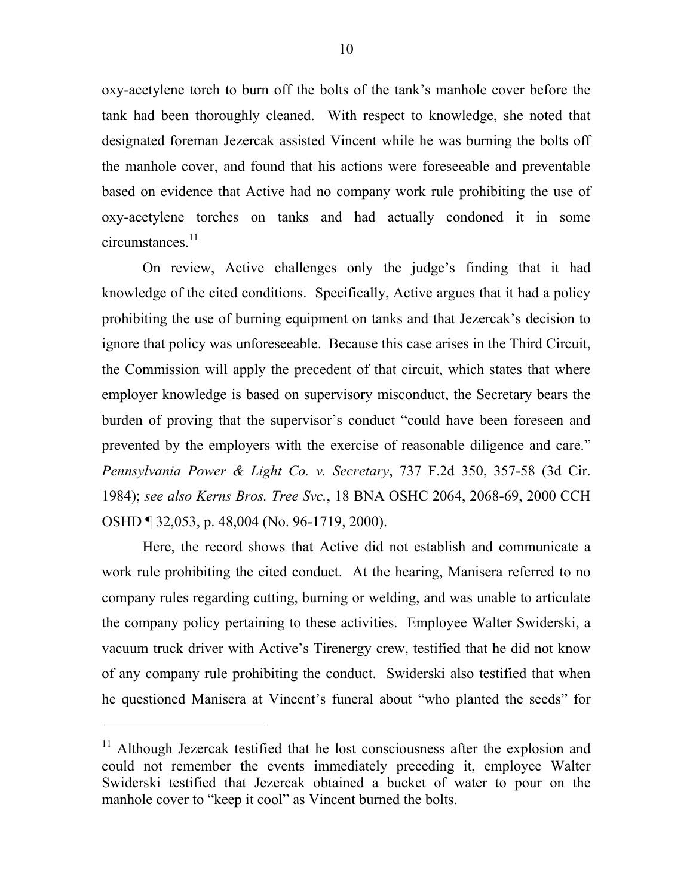oxy-acetylene torch to burn off the bolts of the tank's manhole cover before the tank had been thoroughly cleaned. With respect to knowledge, she noted that designated foreman Jezercak assisted Vincent while he was burning the bolts off the manhole cover, and found that his actions were foreseeable and preventable based on evidence that Active had no company work rule prohibiting the use of oxy-acetylene torches on tanks and had actually condoned it in some circumstances.[11]

On review, Active challenges only the judge's finding that it had knowledge of the cited conditions. Specifically, Active argues that it had a policy prohibiting the use of burning equipment on tanks and that Jezercak's decision to ignore that policy was unforeseeable. Because this case arises in the Third Circuit, the Commission will apply the precedent of that circuit, which states that where employer knowledge is based on supervisory misconduct, the Secretary bears the burden of proving that the supervisor's conduct "could have been foreseen and prevented by the employers with the exercise of reasonable diligence and care." *Pennsylvania Power & Light Co. v. Secretary*, 737 F.2d 350, 357-58 (3d Cir. 1984); *see also Kerns Bros. Tree Svc.*, 18 BNA OSHC 2064, 2068-69, 2000 CCH OSHD ¶ 32,053, p. 48,004 (No. 96-1719, 2000).

Here, the record shows that Active did not establish and communicate a work rule prohibiting the cited conduct. At the hearing, Manisera referred to no company rules regarding cutting, burning or welding, and was unable to articulate the company policy pertaining to these activities. Employee Walter Swiderski, a vacuum truck driver with Active's Tirenergy crew, testified that he did not know of any company rule prohibiting the conduct. Swiderski also testified that when he questioned Manisera at Vincent's funeral about "who planted the seeds" for

---

[11] Although Jezercak testified that he lost consciousness after the explosion and could not remember the events immediately preceding it, employee Walter Swiderski testified that Jezercak obtained a bucket of water to pour on the manhole cover to "keep it cool" as Vincent burned the bolts.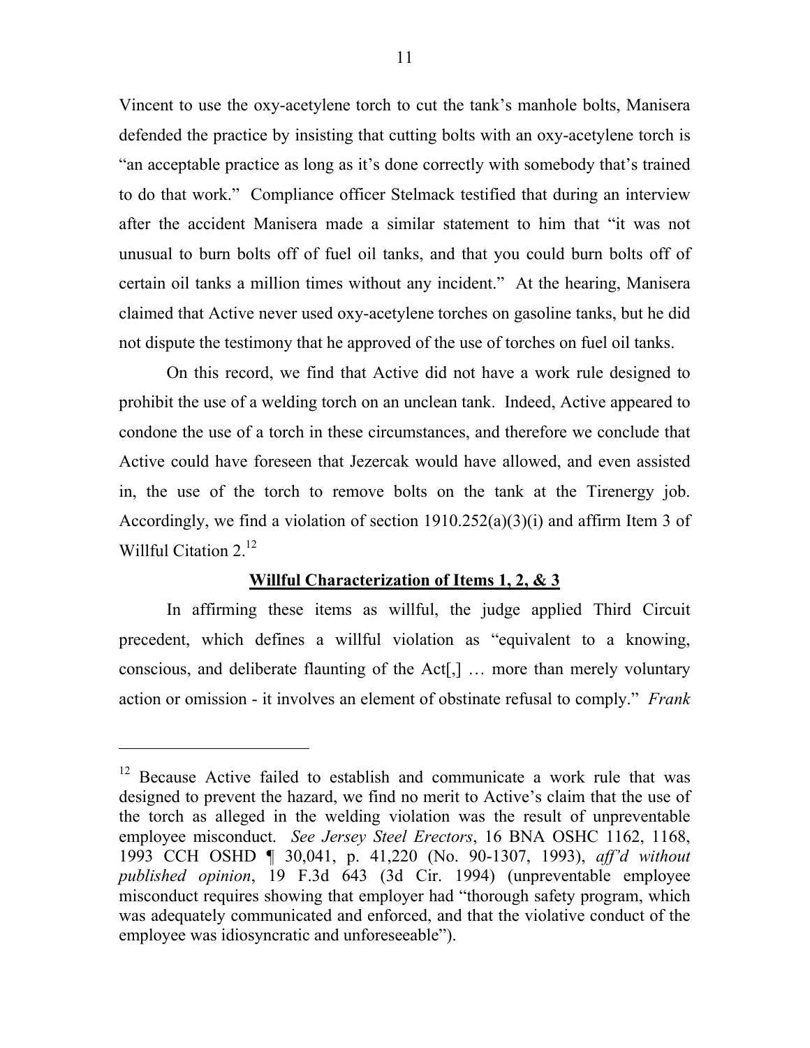Vincent to use the oxy-acetylene torch to cut the tank's manhole bolts, Manisera defended the practice by insisting that cutting bolts with an oxy-acetylene torch is "an acceptable practice as long as it's done correctly with somebody that's trained to do that work." Compliance officer Stelmack testified that during an interview after the accident Manisera made a similar statement to him that "it was not unusual to burn bolts off of fuel oil tanks, and that you could burn bolts off of certain oil tanks a million times without any incident." At the hearing, Manisera claimed that Active never used oxy-acetylene torches on gasoline tanks, but he did not dispute the testimony that he approved of the use of torches on fuel oil tanks.

On this record, we find that Active did not have a work rule designed to prohibit the use of a welding torch on an unclean tank. Indeed, Active appeared to condone the use of a torch in these circumstances, and therefore we conclude that Active could have foreseen that Jezercak would have allowed, and even assisted in, the use of the torch to remove bolts on the tank at the Tirenergy job. Accordingly, we find a violation of section 1910.252(a)(3)(i) and affirm Item 3 of Willful Citation 2.[12]

**Willful Characterization of Items 1, 2, & 3**

In affirming these items as willful, the judge applied Third Circuit precedent, which defines a willful violation as "equivalent to a knowing, conscious, and deliberate flaunting of the Act[,] … more than merely voluntary action or omission - it involves an element of obstinate refusal to comply." *Frank*

---

[12] Because Active failed to establish and communicate a work rule that was designed to prevent the hazard, we find no merit to Active's claim that the use of the torch as alleged in the welding violation was the result of unpreventable employee misconduct. *See Jersey Steel Erectors*, 16 BNA OSHC 1162, 1168, 1993 CCH OSHD ¶ 30,041, p. 41,220 (No. 90-1307, 1993), *aff'd without published opinion*, 19 F.3d 643 (3d Cir. 1994) (unpreventable employee misconduct requires showing that employer had "thorough safety program, which was adequately communicated and enforced, and that the violative conduct of the employee was idiosyncratic and unforeseeable").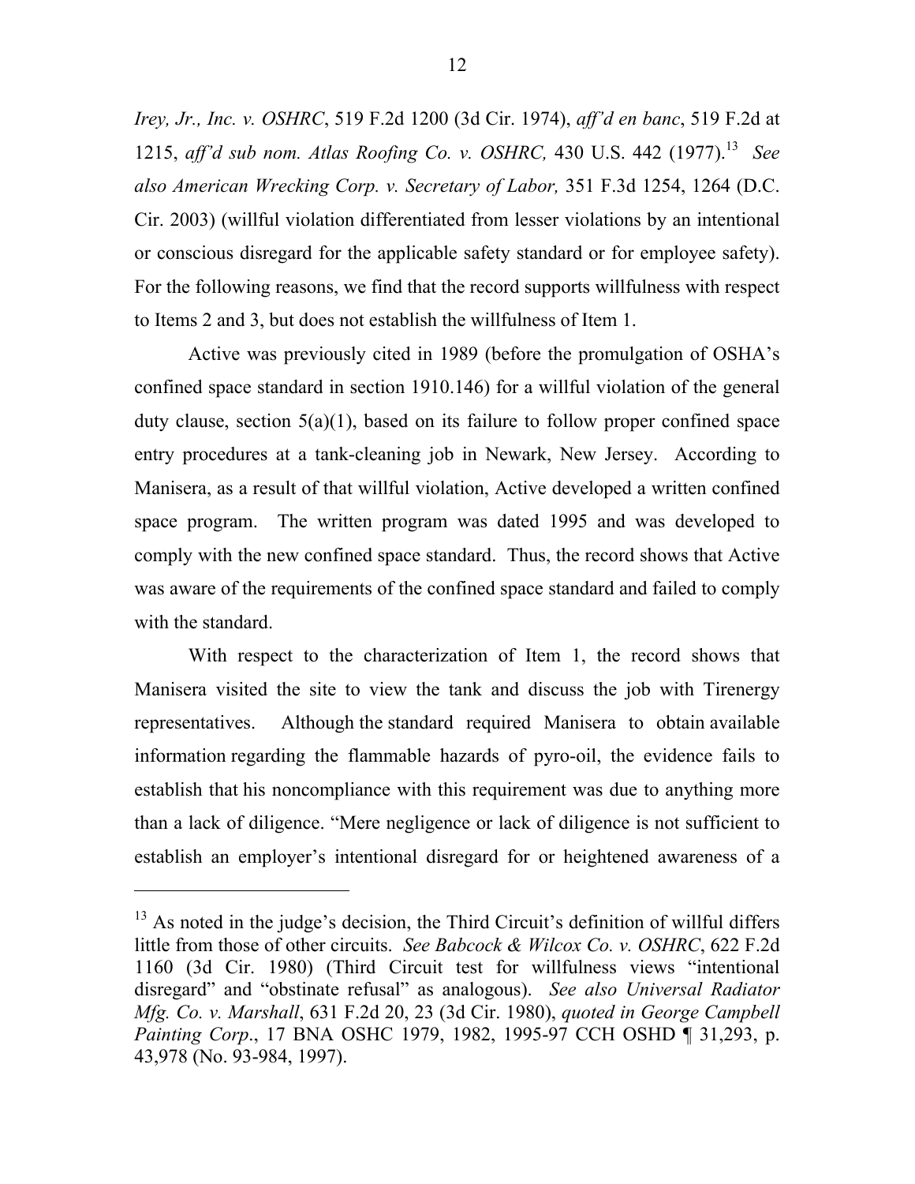*Irey, Jr., Inc. v. OSHRC*, 519 F.2d 1200 (3d Cir. 1974), *aff'd en banc*, 519 F.2d at 1215, *aff'd sub nom. Atlas Roofing Co. v. OSHRC,* 430 U.S. 442 (1977).[13] *See also American Wrecking Corp. v. Secretary of Labor,* 351 F.3d 1254, 1264 (D.C. Cir. 2003) (willful violation differentiated from lesser violations by an intentional or conscious disregard for the applicable safety standard or for employee safety). For the following reasons, we find that the record supports willfulness with respect to Items 2 and 3, but does not establish the willfulness of Item 1.

Active was previously cited in 1989 (before the promulgation of OSHA's confined space standard in section 1910.146) for a willful violation of the general duty clause, section 5(a)(1), based on its failure to follow proper confined space entry procedures at a tank-cleaning job in Newark, New Jersey. According to Manisera, as a result of that willful violation, Active developed a written confined space program. The written program was dated 1995 and was developed to comply with the new confined space standard. Thus, the record shows that Active was aware of the requirements of the confined space standard and failed to comply with the standard.

With respect to the characterization of Item 1, the record shows that Manisera visited the site to view the tank and discuss the job with Tirenergy representatives. Although the standard required Manisera to obtain available information regarding the flammable hazards of pyro-oil, the evidence fails to establish that his noncompliance with this requirement was due to anything more than a lack of diligence. "Mere negligence or lack of diligence is not sufficient to establish an employer's intentional disregard for or heightened awareness of a

---

[13] As noted in the judge's decision, the Third Circuit's definition of willful differs little from those of other circuits. *See Babcock & Wilcox Co. v. OSHRC*, 622 F.2d 1160 (3d Cir. 1980) (Third Circuit test for willfulness views "intentional disregard" and "obstinate refusal" as analogous). *See also Universal Radiator Mfg. Co. v. Marshall*, 631 F.2d 20, 23 (3d Cir. 1980), *quoted in George Campbell Painting Corp*., 17 BNA OSHC 1979, 1982, 1995-97 CCH OSHD ¶ 31,293, p. 43,978 (No. 93-984, 1997).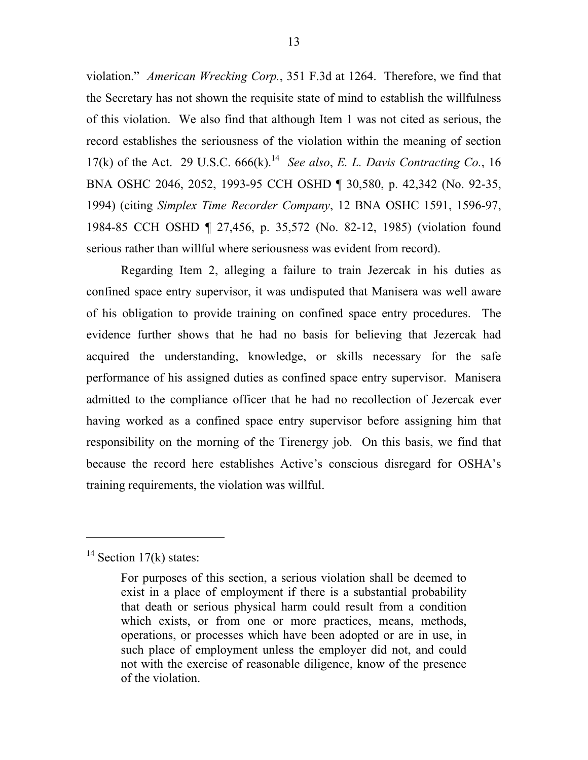violation." *American Wrecking Corp.*, 351 F.3d at 1264. Therefore, we find that the Secretary has not shown the requisite state of mind to establish the willfulness of this violation. We also find that although Item 1 was not cited as serious, the record establishes the seriousness of the violation within the meaning of section 17(k) of the Act. 29 U.S.C. 666(k).[14] *See also*, *E. L. Davis Contracting Co.*, 16 BNA OSHC 2046, 2052, 1993-95 CCH OSHD ¶ 30,580, p. 42,342 (No. 92-35, 1994) (citing *Simplex Time Recorder Company*, 12 BNA OSHC 1591, 1596-97, 1984-85 CCH OSHD ¶ 27,456, p. 35,572 (No. 82-12, 1985) (violation found serious rather than willful where seriousness was evident from record).

Regarding Item 2, alleging a failure to train Jezercak in his duties as confined space entry supervisor, it was undisputed that Manisera was well aware of his obligation to provide training on confined space entry procedures. The evidence further shows that he had no basis for believing that Jezercak had acquired the understanding, knowledge, or skills necessary for the safe performance of his assigned duties as confined space entry supervisor. Manisera admitted to the compliance officer that he had no recollection of Jezercak ever having worked as a confined space entry supervisor before assigning him that responsibility on the morning of the Tirenergy job. On this basis, we find that because the record here establishes Active's conscious disregard for OSHA's training requirements, the violation was willful.

---

[14] Section 17(k) states:

> For purposes of this section, a serious violation shall be deemed to exist in a place of employment if there is a substantial probability that death or serious physical harm could result from a condition which exists, or from one or more practices, means, methods, operations, or processes which have been adopted or are in use, in such place of employment unless the employer did not, and could not with the exercise of reasonable diligence, know of the presence of the violation.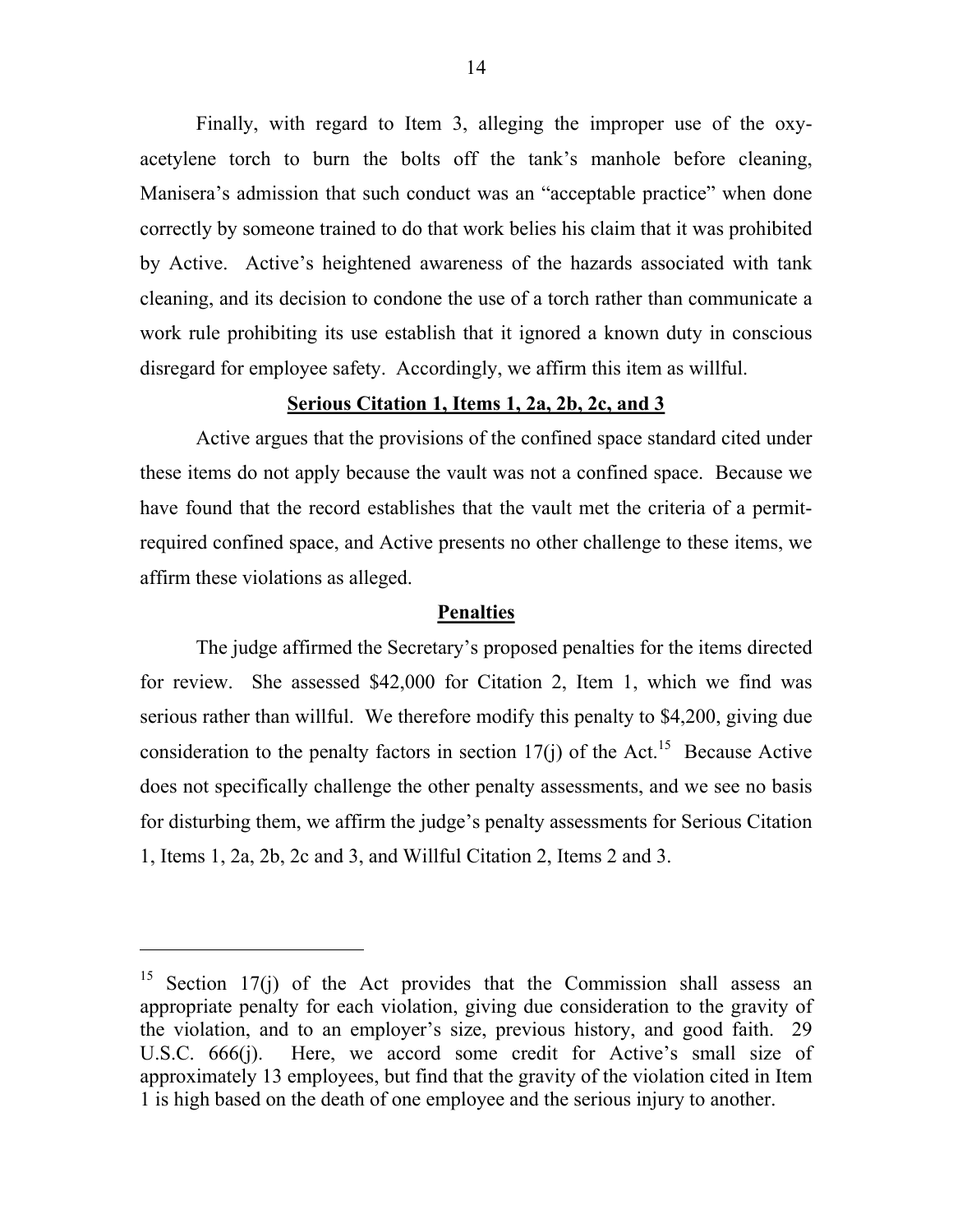Finally, with regard to Item 3, alleging the improper use of the oxy-acetylene torch to burn the bolts off the tank's manhole before cleaning, Manisera's admission that such conduct was an "acceptable practice" when done correctly by someone trained to do that work belies his claim that it was prohibited by Active. Active's heightened awareness of the hazards associated with tank cleaning, and its decision to condone the use of a torch rather than communicate a work rule prohibiting its use establish that it ignored a known duty in conscious disregard for employee safety. Accordingly, we affirm this item as willful.

**Serious Citation 1, Items 1, 2a, 2b, 2c, and 3**

Active argues that the provisions of the confined space standard cited under these items do not apply because the vault was not a confined space. Because we have found that the record establishes that the vault met the criteria of a permit-required confined space, and Active presents no other challenge to these items, we affirm these violations as alleged.

**Penalties**

The judge affirmed the Secretary's proposed penalties for the items directed for review. She assessed $42,000 for Citation 2, Item 1, which we find was serious rather than willful. We therefore modify this penalty to $4,200, giving due consideration to the penalty factors in section 17(j) of the Act.[15] Because Active does not specifically challenge the other penalty assessments, and we see no basis for disturbing them, we affirm the judge's penalty assessments for Serious Citation 1, Items 1, 2a, 2b, 2c and 3, and Willful Citation 2, Items 2 and 3.

---

[15] Section 17(j) of the Act provides that the Commission shall assess an appropriate penalty for each violation, giving due consideration to the gravity of the violation, and to an employer's size, previous history, and good faith. 29 U.S.C. 666(j). Here, we accord some credit for Active's small size of approximately 13 employees, but find that the gravity of the violation cited in Item 1 is high based on the death of one employee and the serious injury to another.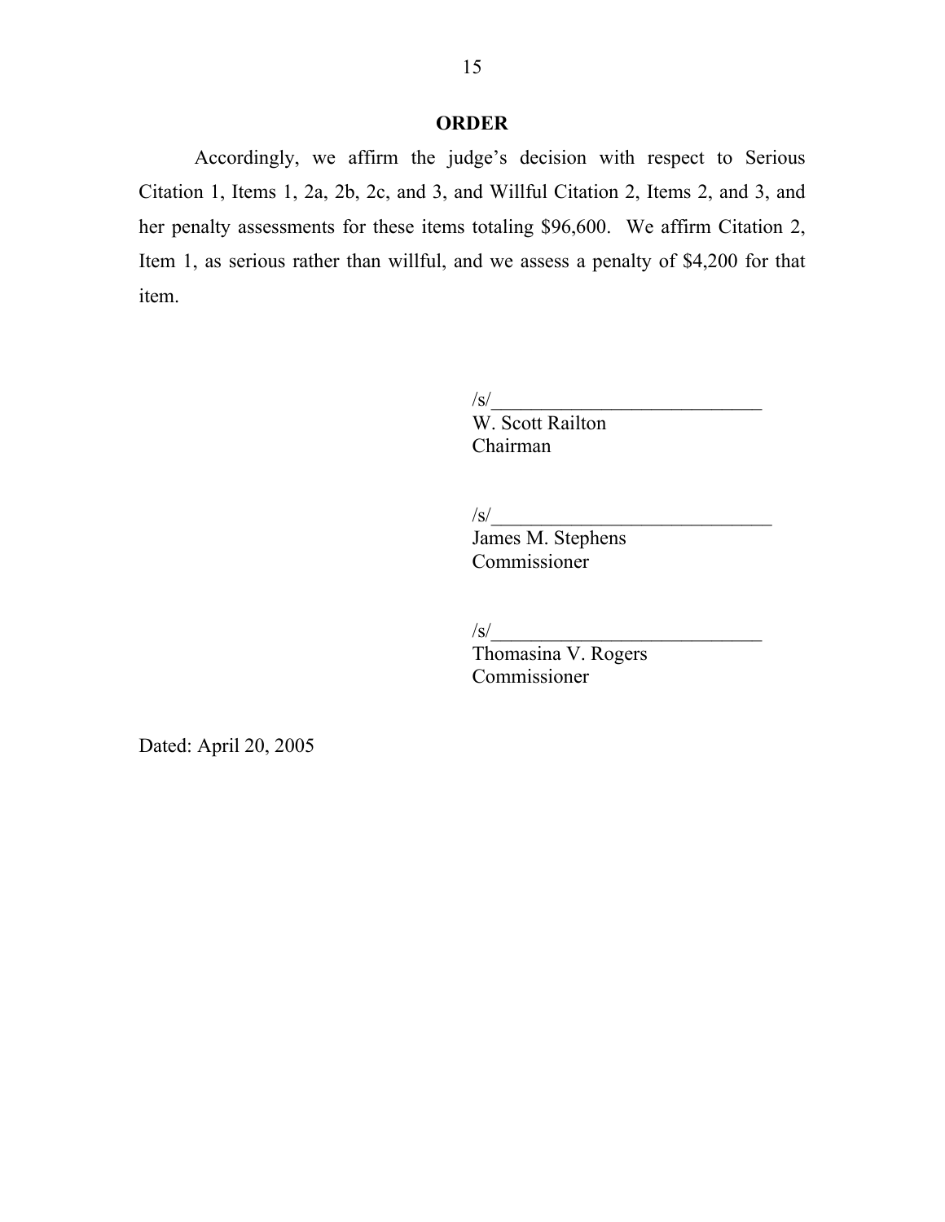## ORDER

Accordingly, we affirm the judge's decision with respect to Serious Citation 1, Items 1, 2a, 2b, 2c, and 3, and Willful Citation 2, Items 2, and 3, and her penalty assessments for these items totaling $96,600. We affirm Citation 2, Item 1, as serious rather than willful, and we assess a penalty of $4,200 for that item.

/s/____________________________
W. Scott Railton
Chairman

/s/____________________________
James M. Stephens
Commissioner

/s/____________________________
Thomasina V. Rogers
Commissioner

Dated: April 20, 2005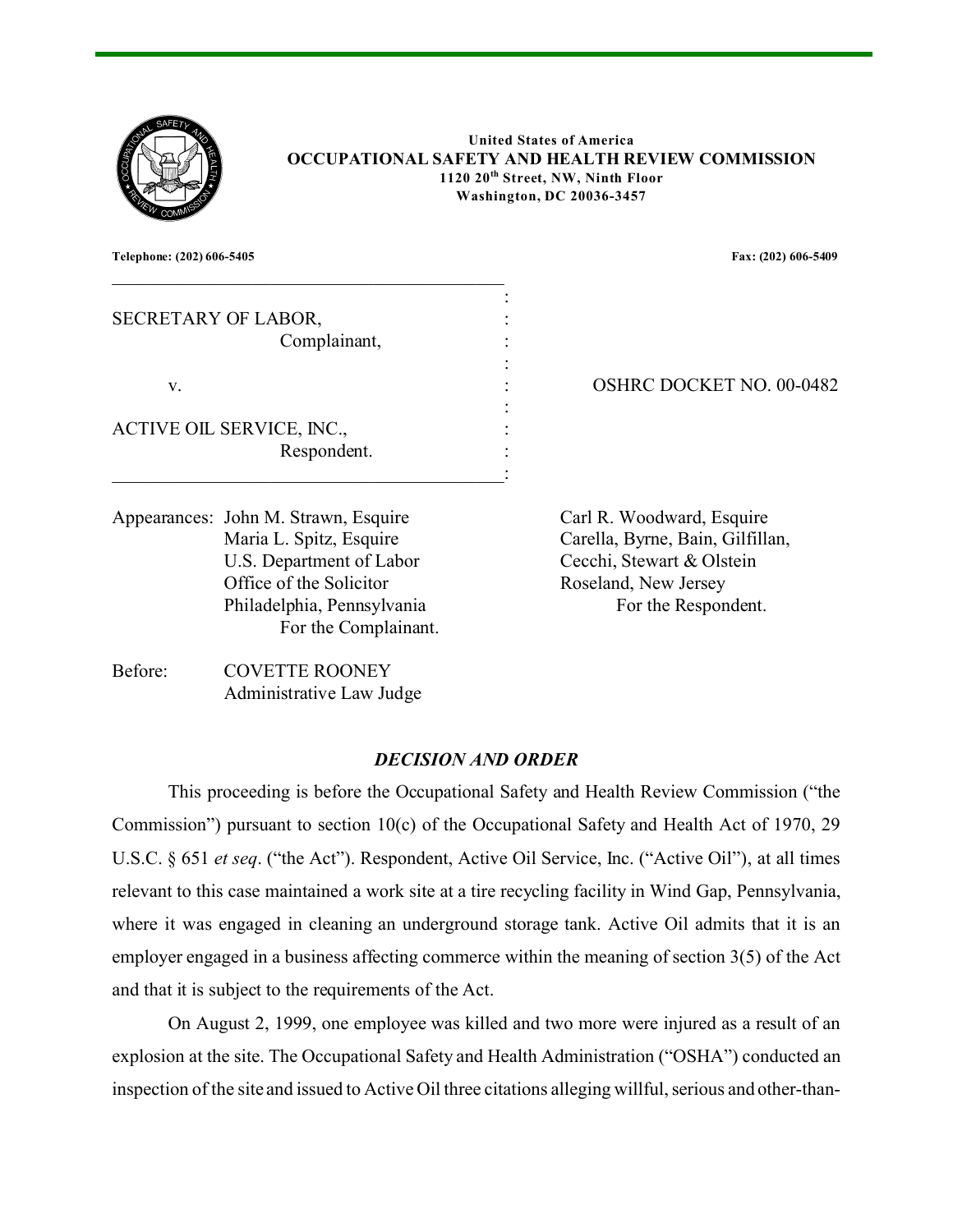United States of America

**OCCUPATIONAL SAFETY AND HEALTH REVIEW COMMISSION**

**1120 20th Street, NW, Ninth Floor**

**Washington, DC 20036-3457**

**Telephone: (202) 606-5405** **Fax: (202) 606-5409**

| | |
|---|---|
| SECRETARY OF LABOR, Complainant, | |
| v. | OSHRC DOCKET NO. 00-0482 |
| ACTIVE OIL SERVICE, INC., Respondent. | |

Appearances: John M. Strawn, Esquire
Maria L. Spitz, Esquire
U.S. Department of Labor
Office of the Solicitor
Philadelphia, Pennsylvania
For the Complainant.

Carl R. Woodward, Esquire
Carella, Byrne, Bain, Gilfillan,
Cecchi, Stewart & Olstein
Roseland, New Jersey
For the Respondent.

Before: COVETTE ROONEY
Administrative Law Judge

## *DECISION AND ORDER*

This proceeding is before the Occupational Safety and Health Review Commission ("the Commission") pursuant to section 10(c) of the Occupational Safety and Health Act of 1970, 29 U.S.C. § 651 *et seq*. ("the Act"). Respondent, Active Oil Service, Inc. ("Active Oil"), at all times relevant to this case maintained a work site at a tire recycling facility in Wind Gap, Pennsylvania, where it was engaged in cleaning an underground storage tank. Active Oil admits that it is an employer engaged in a business affecting commerce within the meaning of section 3(5) of the Act and that it is subject to the requirements of the Act.

On August 2, 1999, one employee was killed and two more were injured as a result of an explosion at the site. The Occupational Safety and Health Administration ("OSHA") conducted an inspection of the site and issued to Active Oil three citations alleging willful, serious and other-than-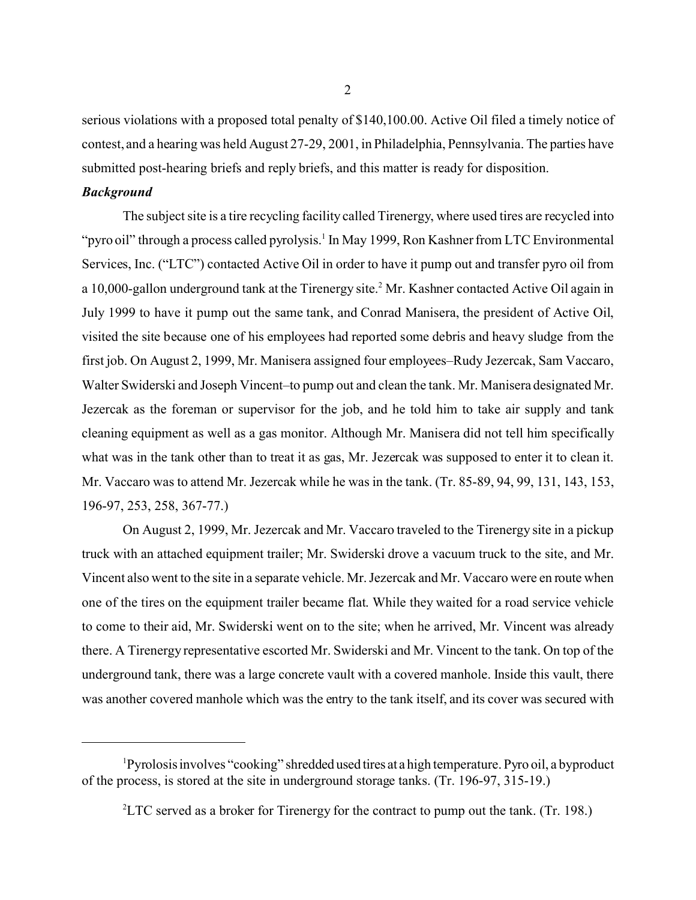serious violations with a proposed total penalty of $140,100.00. Active Oil filed a timely notice of contest, and a hearing was held August 27-29, 2001, in Philadelphia, Pennsylvania. The parties have submitted post-hearing briefs and reply briefs, and this matter is ready for disposition.

***Background***

The subject site is a tire recycling facility called Tirenergy, where used tires are recycled into "pyro oil" through a process called pyrolysis.[1] In May 1999, Ron Kashner from LTC Environmental Services, Inc. ("LTC") contacted Active Oil in order to have it pump out and transfer pyro oil from a 10,000-gallon underground tank at the Tirenergy site.[2] Mr. Kashner contacted Active Oil again in July 1999 to have it pump out the same tank, and Conrad Manisera, the president of Active Oil, visited the site because one of his employees had reported some debris and heavy sludge from the first job. On August 2, 1999, Mr. Manisera assigned four employees–Rudy Jezercak, Sam Vaccaro, Walter Swiderski and Joseph Vincent–to pump out and clean the tank. Mr. Manisera designated Mr. Jezercak as the foreman or supervisor for the job, and he told him to take air supply and tank cleaning equipment as well as a gas monitor. Although Mr. Manisera did not tell him specifically what was in the tank other than to treat it as gas, Mr. Jezercak was supposed to enter it to clean it. Mr. Vaccaro was to attend Mr. Jezercak while he was in the tank. (Tr. 85-89, 94, 99, 131, 143, 153, 196-97, 253, 258, 367-77.)

On August 2, 1999, Mr. Jezercak and Mr. Vaccaro traveled to the Tirenergy site in a pickup truck with an attached equipment trailer; Mr. Swiderski drove a vacuum truck to the site, and Mr. Vincent also went to the site in a separate vehicle. Mr. Jezercak and Mr. Vaccaro were en route when one of the tires on the equipment trailer became flat. While they waited for a road service vehicle to come to their aid, Mr. Swiderski went on to the site; when he arrived, Mr. Vincent was already there. A Tirenergy representative escorted Mr. Swiderski and Mr. Vincent to the tank. On top of the underground tank, there was a large concrete vault with a covered manhole. Inside this vault, there was another covered manhole which was the entry to the tank itself, and its cover was secured with

---

[1] Pyrolosis involves "cooking" shredded used tires at a high temperature. Pyro oil, a byproduct of the process, is stored at the site in underground storage tanks. (Tr. 196-97, 315-19.)

[2] LTC served as a broker for Tirenergy for the contract to pump out the tank. (Tr. 198.)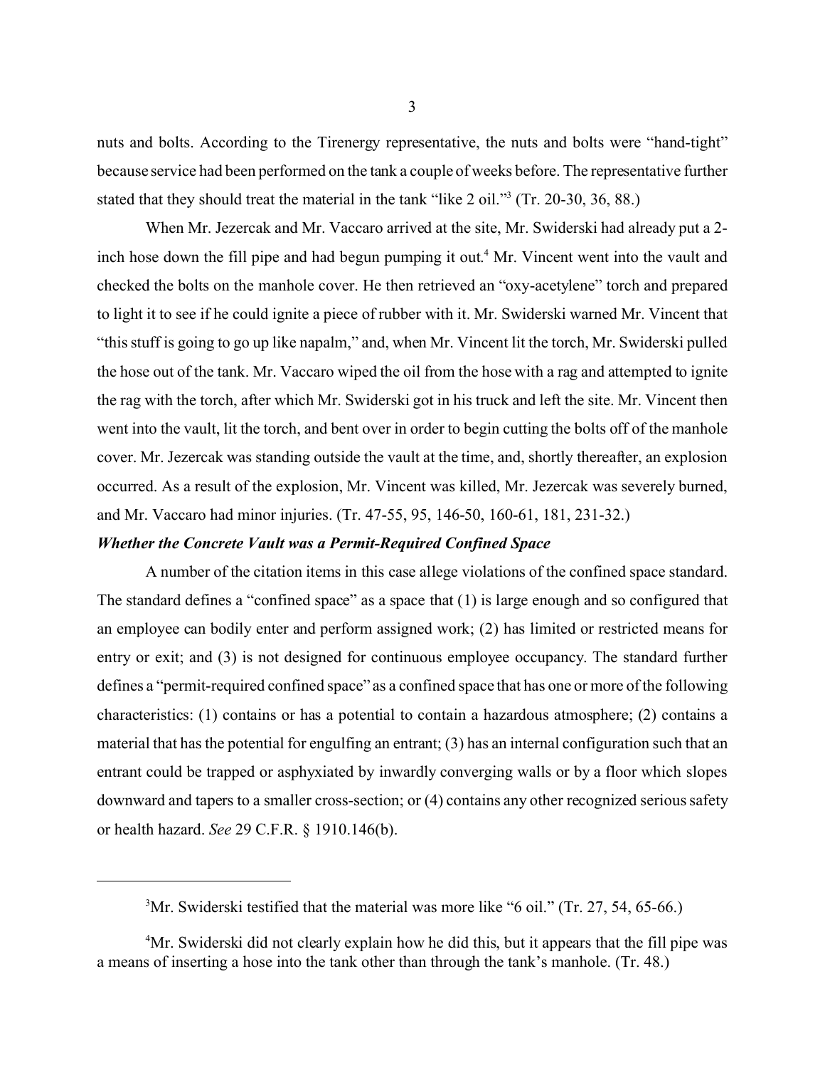nuts and bolts. According to the Tirenergy representative, the nuts and bolts were "hand-tight" because service had been performed on the tank a couple of weeks before. The representative further stated that they should treat the material in the tank "like 2 oil."[3] (Tr. 20-30, 36, 88.)

When Mr. Jezercak and Mr. Vaccaro arrived at the site, Mr. Swiderski had already put a 2-inch hose down the fill pipe and had begun pumping it out.[4] Mr. Vincent went into the vault and checked the bolts on the manhole cover. He then retrieved an "oxy-acetylene" torch and prepared to light it to see if he could ignite a piece of rubber with it. Mr. Swiderski warned Mr. Vincent that "this stuff is going to go up like napalm," and, when Mr. Vincent lit the torch, Mr. Swiderski pulled the hose out of the tank. Mr. Vaccaro wiped the oil from the hose with a rag and attempted to ignite the rag with the torch, after which Mr. Swiderski got in his truck and left the site. Mr. Vincent then went into the vault, lit the torch, and bent over in order to begin cutting the bolts off of the manhole cover. Mr. Jezercak was standing outside the vault at the time, and, shortly thereafter, an explosion occurred. As a result of the explosion, Mr. Vincent was killed, Mr. Jezercak was severely burned, and Mr. Vaccaro had minor injuries. (Tr. 47-55, 95, 146-50, 160-61, 181, 231-32.)

***Whether the Concrete Vault was a Permit-Required Confined Space***

A number of the citation items in this case allege violations of the confined space standard. The standard defines a "confined space" as a space that (1) is large enough and so configured that an employee can bodily enter and perform assigned work; (2) has limited or restricted means for entry or exit; and (3) is not designed for continuous employee occupancy. The standard further defines a "permit-required confined space" as a confined space that has one or more of the following characteristics: (1) contains or has a potential to contain a hazardous atmosphere; (2) contains a material that has the potential for engulfing an entrant; (3) has an internal configuration such that an entrant could be trapped or asphyxiated by inwardly converging walls or by a floor which slopes downward and tapers to a smaller cross-section; or (4) contains any other recognized serious safety or health hazard. *See* 29 C.F.R. § 1910.146(b).

---

[3]Mr. Swiderski testified that the material was more like "6 oil." (Tr. 27, 54, 65-66.)

[4]Mr. Swiderski did not clearly explain how he did this, but it appears that the fill pipe was a means of inserting a hose into the tank other than through the tank's manhole. (Tr. 48.)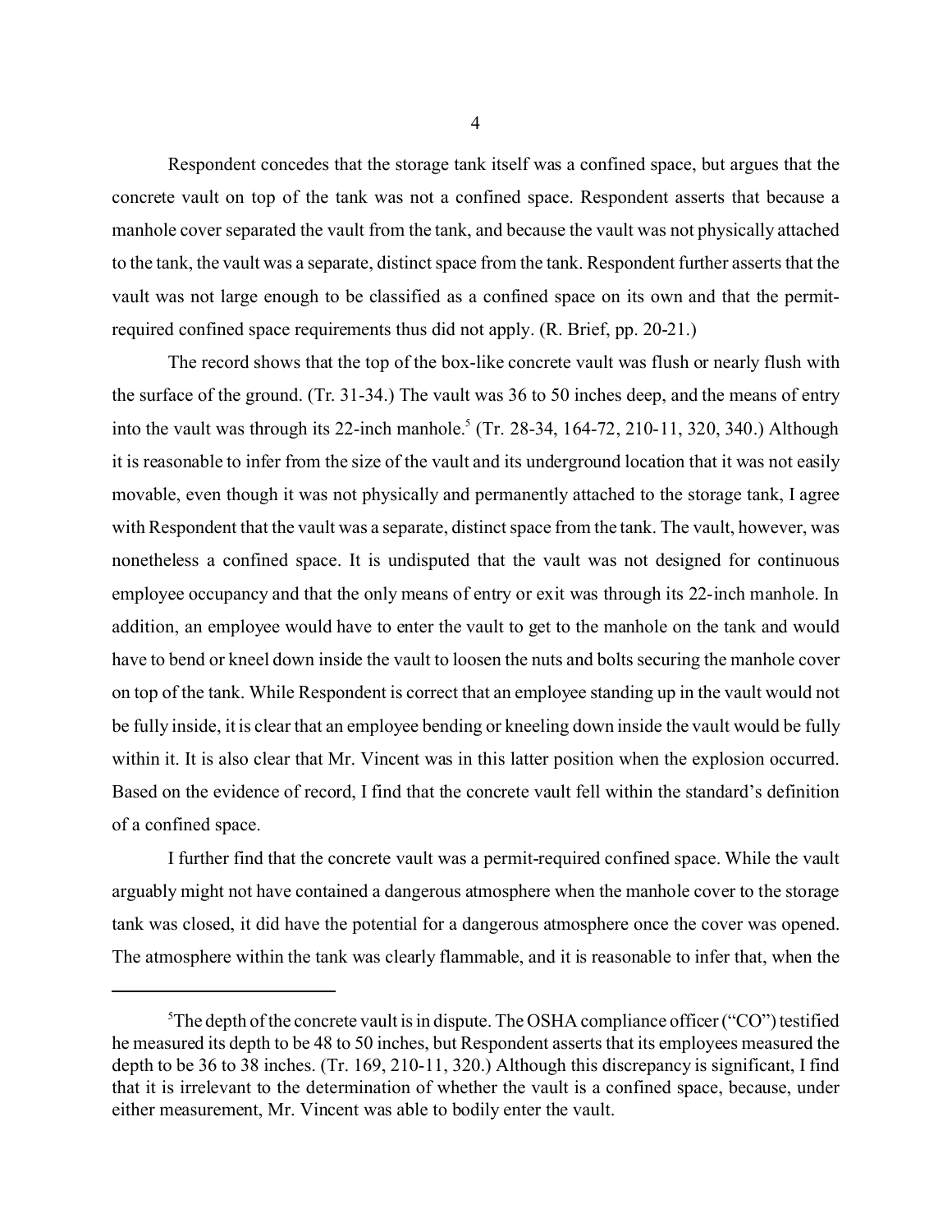Respondent concedes that the storage tank itself was a confined space, but argues that the concrete vault on top of the tank was not a confined space. Respondent asserts that because a manhole cover separated the vault from the tank, and because the vault was not physically attached to the tank, the vault was a separate, distinct space from the tank. Respondent further asserts that the vault was not large enough to be classified as a confined space on its own and that the permit-required confined space requirements thus did not apply. (R. Brief, pp. 20-21.)

The record shows that the top of the box-like concrete vault was flush or nearly flush with the surface of the ground. (Tr. 31-34.) The vault was 36 to 50 inches deep, and the means of entry into the vault was through its 22-inch manhole.[5] (Tr. 28-34, 164-72, 210-11, 320, 340.) Although it is reasonable to infer from the size of the vault and its underground location that it was not easily movable, even though it was not physically and permanently attached to the storage tank, I agree with Respondent that the vault was a separate, distinct space from the tank. The vault, however, was nonetheless a confined space. It is undisputed that the vault was not designed for continuous employee occupancy and that the only means of entry or exit was through its 22-inch manhole. In addition, an employee would have to enter the vault to get to the manhole on the tank and would have to bend or kneel down inside the vault to loosen the nuts and bolts securing the manhole cover on top of the tank. While Respondent is correct that an employee standing up in the vault would not be fully inside, it is clear that an employee bending or kneeling down inside the vault would be fully within it. It is also clear that Mr. Vincent was in this latter position when the explosion occurred. Based on the evidence of record, I find that the concrete vault fell within the standard's definition of a confined space.

I further find that the concrete vault was a permit-required confined space. While the vault arguably might not have contained a dangerous atmosphere when the manhole cover to the storage tank was closed, it did have the potential for a dangerous atmosphere once the cover was opened. The atmosphere within the tank was clearly flammable, and it is reasonable to infer that, when the

---

[5]The depth of the concrete vault is in dispute. The OSHA compliance officer ("CO") testified he measured its depth to be 48 to 50 inches, but Respondent asserts that its employees measured the depth to be 36 to 38 inches. (Tr. 169, 210-11, 320.) Although this discrepancy is significant, I find that it is irrelevant to the determination of whether the vault is a confined space, because, under either measurement, Mr. Vincent was able to bodily enter the vault.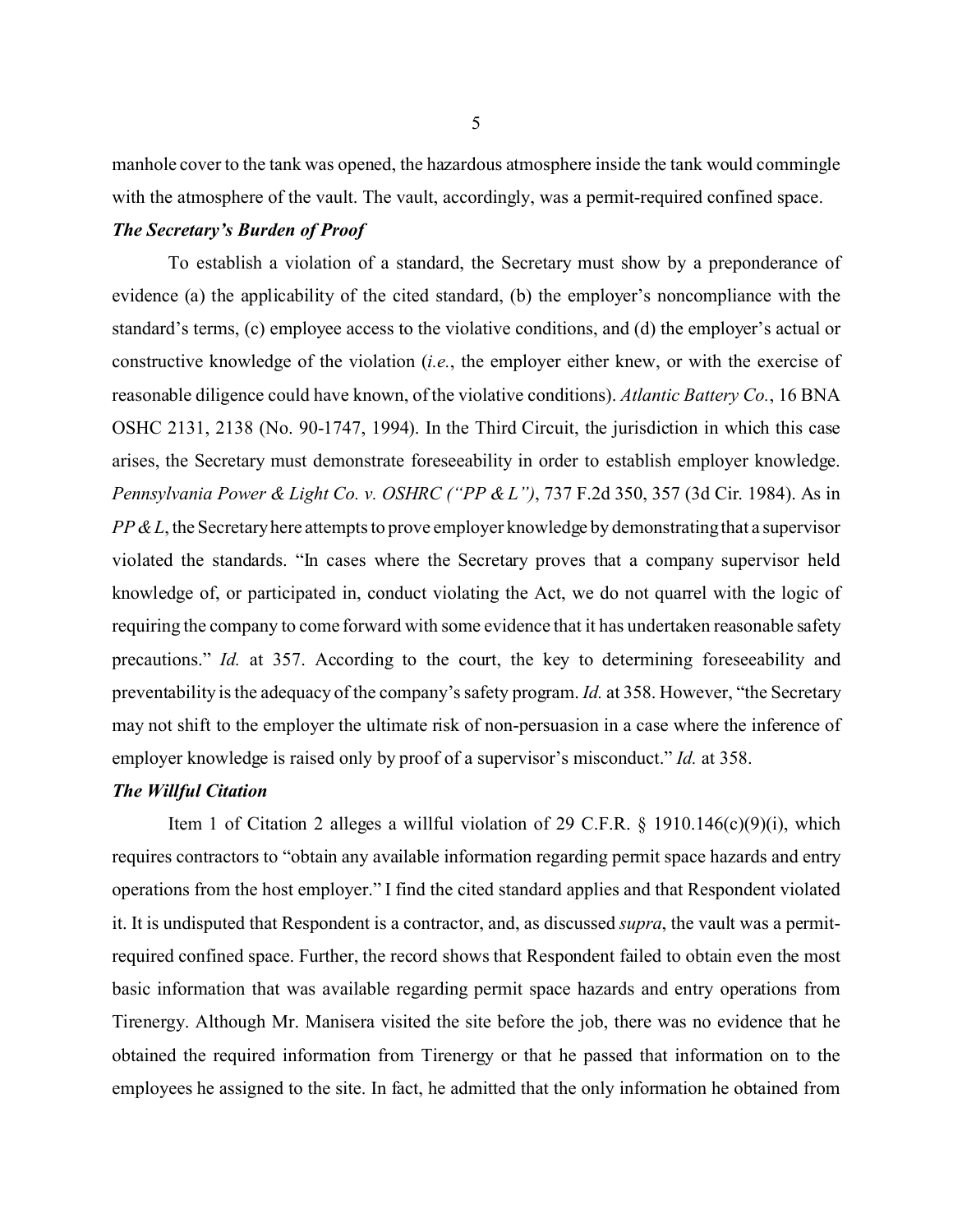manhole cover to the tank was opened, the hazardous atmosphere inside the tank would commingle with the atmosphere of the vault. The vault, accordingly, was a permit-required confined space.

***The Secretary's Burden of Proof***

To establish a violation of a standard, the Secretary must show by a preponderance of evidence (a) the applicability of the cited standard, (b) the employer's noncompliance with the standard's terms, (c) employee access to the violative conditions, and (d) the employer's actual or constructive knowledge of the violation (*i.e.*, the employer either knew, or with the exercise of reasonable diligence could have known, of the violative conditions). *Atlantic Battery Co.*, 16 BNA OSHC 2131, 2138 (No. 90-1747, 1994). In the Third Circuit, the jurisdiction in which this case arises, the Secretary must demonstrate foreseeability in order to establish employer knowledge. *Pennsylvania Power & Light Co. v. OSHRC ("PP & L")*, 737 F.2d 350, 357 (3d Cir. 1984). As in *PP & L*, the Secretary here attempts to prove employer knowledge by demonstrating that a supervisor violated the standards. "In cases where the Secretary proves that a company supervisor held knowledge of, or participated in, conduct violating the Act, we do not quarrel with the logic of requiring the company to come forward with some evidence that it has undertaken reasonable safety precautions." *Id.* at 357. According to the court, the key to determining foreseeability and preventability is the adequacy of the company's safety program. *Id.* at 358. However, "the Secretary may not shift to the employer the ultimate risk of non-persuasion in a case where the inference of employer knowledge is raised only by proof of a supervisor's misconduct." *Id.* at 358.

***The Willful Citation***

Item 1 of Citation 2 alleges a willful violation of 29 C.F.R. § 1910.146(c)(9)(i), which requires contractors to "obtain any available information regarding permit space hazards and entry operations from the host employer." I find the cited standard applies and that Respondent violated it. It is undisputed that Respondent is a contractor, and, as discussed *supra*, the vault was a permit-required confined space. Further, the record shows that Respondent failed to obtain even the most basic information that was available regarding permit space hazards and entry operations from Tirenergy. Although Mr. Manisera visited the site before the job, there was no evidence that he obtained the required information from Tirenergy or that he passed that information on to the employees he assigned to the site. In fact, he admitted that the only information he obtained from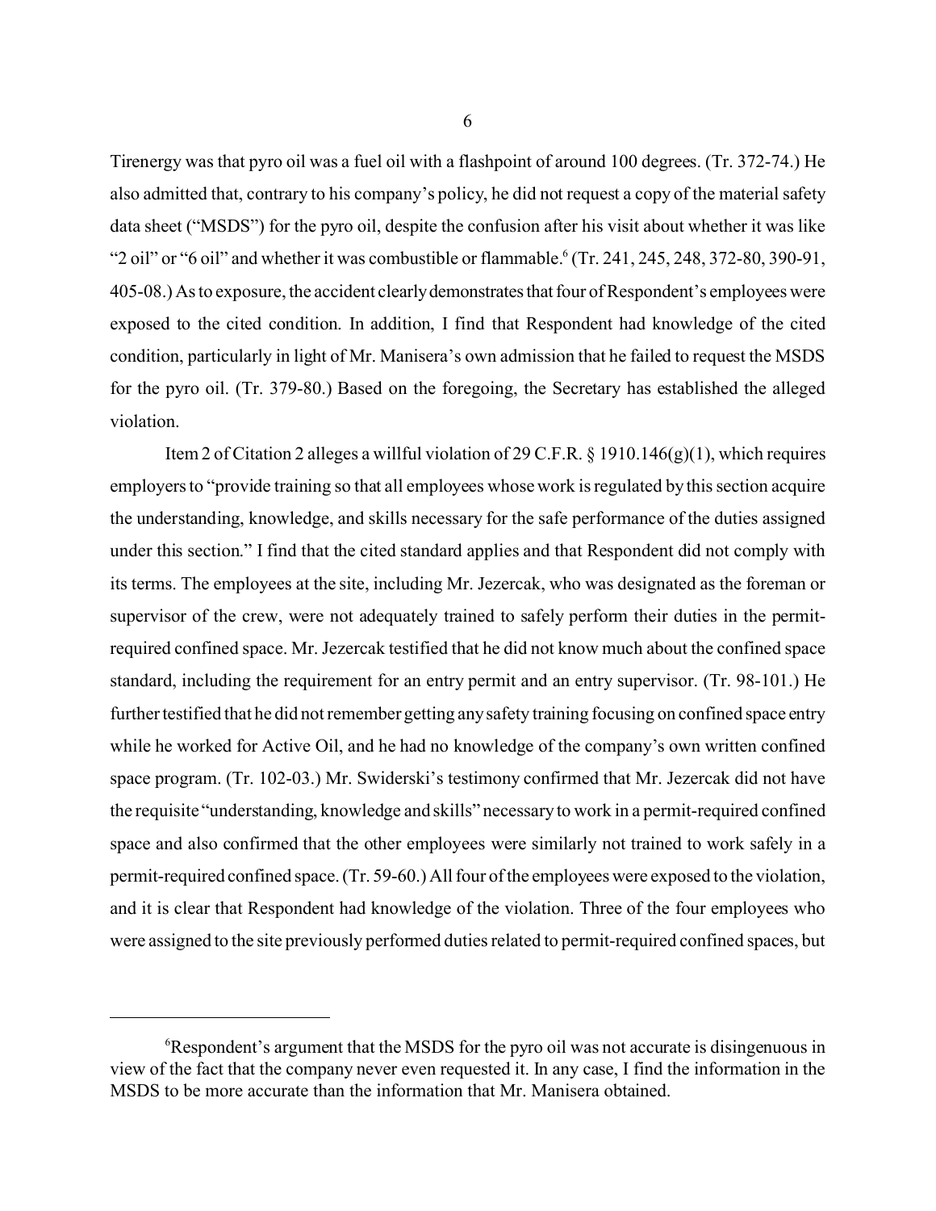Tirenergy was that pyro oil was a fuel oil with a flashpoint of around 100 degrees. (Tr. 372-74.) He also admitted that, contrary to his company's policy, he did not request a copy of the material safety data sheet ("MSDS") for the pyro oil, despite the confusion after his visit about whether it was like "2 oil" or "6 oil" and whether it was combustible or flammable.[6] (Tr. 241, 245, 248, 372-80, 390-91, 405-08.) As to exposure, the accident clearly demonstrates that four of Respondent's employees were exposed to the cited condition. In addition, I find that Respondent had knowledge of the cited condition, particularly in light of Mr. Manisera's own admission that he failed to request the MSDS for the pyro oil. (Tr. 379-80.) Based on the foregoing, the Secretary has established the alleged violation.

Item 2 of Citation 2 alleges a willful violation of 29 C.F.R. § 1910.146(g)(1), which requires employers to "provide training so that all employees whose work is regulated by this section acquire the understanding, knowledge, and skills necessary for the safe performance of the duties assigned under this section." I find that the cited standard applies and that Respondent did not comply with its terms. The employees at the site, including Mr. Jezercak, who was designated as the foreman or supervisor of the crew, were not adequately trained to safely perform their duties in the permit-required confined space. Mr. Jezercak testified that he did not know much about the confined space standard, including the requirement for an entry permit and an entry supervisor. (Tr. 98-101.) He further testified that he did not remember getting any safety training focusing on confined space entry while he worked for Active Oil, and he had no knowledge of the company's own written confined space program. (Tr. 102-03.) Mr. Swiderski's testimony confirmed that Mr. Jezercak did not have the requisite "understanding, knowledge and skills" necessary to work in a permit-required confined space and also confirmed that the other employees were similarly not trained to work safely in a permit-required confined space. (Tr. 59-60.) All four of the employees were exposed to the violation, and it is clear that Respondent had knowledge of the violation. Three of the four employees who were assigned to the site previously performed duties related to permit-required confined spaces, but

---

[6] Respondent's argument that the MSDS for the pyro oil was not accurate is disingenuous in view of the fact that the company never even requested it. In any case, I find the information in the MSDS to be more accurate than the information that Mr. Manisera obtained.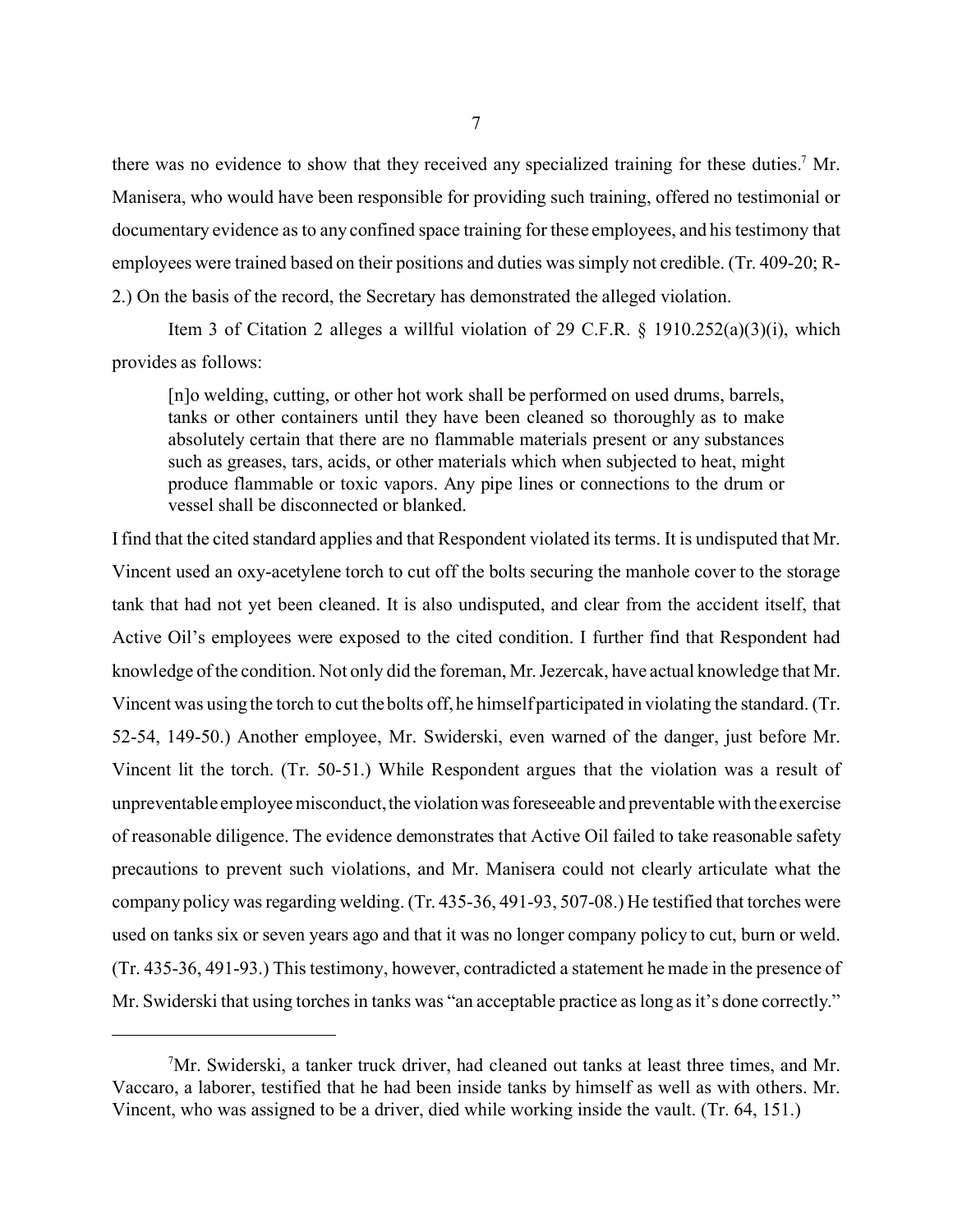there was no evidence to show that they received any specialized training for these duties.[7] Mr. Manisera, who would have been responsible for providing such training, offered no testimonial or documentary evidence as to any confined space training for these employees, and his testimony that employees were trained based on their positions and duties was simply not credible. (Tr. 409-20; R-2.) On the basis of the record, the Secretary has demonstrated the alleged violation.

Item 3 of Citation 2 alleges a willful violation of 29 C.F.R. § 1910.252(a)(3)(i), which provides as follows:

> [n]o welding, cutting, or other hot work shall be performed on used drums, barrels, tanks or other containers until they have been cleaned so thoroughly as to make absolutely certain that there are no flammable materials present or any substances such as greases, tars, acids, or other materials which when subjected to heat, might produce flammable or toxic vapors. Any pipe lines or connections to the drum or vessel shall be disconnected or blanked.

I find that the cited standard applies and that Respondent violated its terms. It is undisputed that Mr. Vincent used an oxy-acetylene torch to cut off the bolts securing the manhole cover to the storage tank that had not yet been cleaned. It is also undisputed, and clear from the accident itself, that Active Oil's employees were exposed to the cited condition. I further find that Respondent had knowledge of the condition. Not only did the foreman, Mr. Jezercak, have actual knowledge that Mr. Vincent was using the torch to cut the bolts off, he himself participated in violating the standard. (Tr. 52-54, 149-50.) Another employee, Mr. Swiderski, even warned of the danger, just before Mr. Vincent lit the torch. (Tr. 50-51.) While Respondent argues that the violation was a result of unpreventable employee misconduct, the violation was foreseeable and preventable with the exercise of reasonable diligence. The evidence demonstrates that Active Oil failed to take reasonable safety precautions to prevent such violations, and Mr. Manisera could not clearly articulate what the company policy was regarding welding. (Tr. 435-36, 491-93, 507-08.) He testified that torches were used on tanks six or seven years ago and that it was no longer company policy to cut, burn or weld. (Tr. 435-36, 491-93.) This testimony, however, contradicted a statement he made in the presence of Mr. Swiderski that using torches in tanks was "an acceptable practice as long as it's done correctly."

---

[7] Mr. Swiderski, a tanker truck driver, had cleaned out tanks at least three times, and Mr. Vaccaro, a laborer, testified that he had been inside tanks by himself as well as with others. Mr. Vincent, who was assigned to be a driver, died while working inside the vault. (Tr. 64, 151.)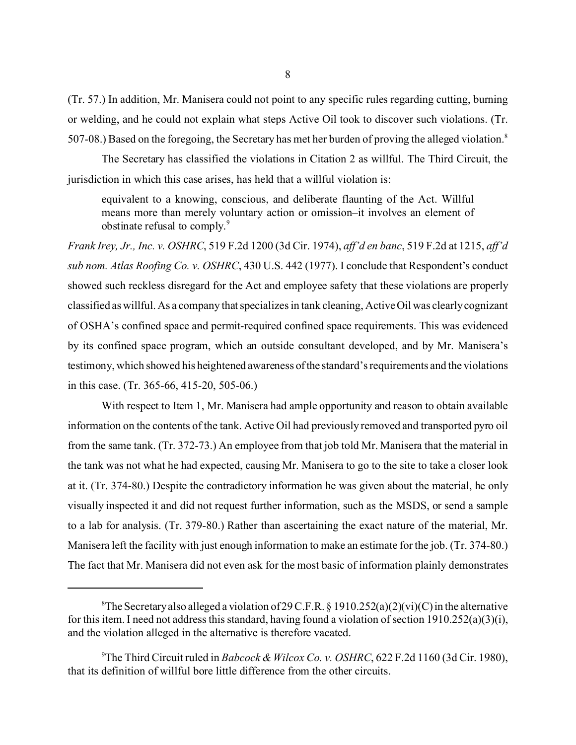(Tr. 57.) In addition, Mr. Manisera could not point to any specific rules regarding cutting, burning or welding, and he could not explain what steps Active Oil took to discover such violations. (Tr. 507-08.) Based on the foregoing, the Secretary has met her burden of proving the alleged violation.[8]

The Secretary has classified the violations in Citation 2 as willful. The Third Circuit, the jurisdiction in which this case arises, has held that a willful violation is:

> equivalent to a knowing, conscious, and deliberate flaunting of the Act. Willful means more than merely voluntary action or omission–it involves an element of obstinate refusal to comply.[9]

*Frank Irey, Jr., Inc. v. OSHRC*, 519 F.2d 1200 (3d Cir. 1974), *aff'd en banc*, 519 F.2d at 1215, *aff'd sub nom. Atlas Roofing Co. v. OSHRC*, 430 U.S. 442 (1977). I conclude that Respondent's conduct showed such reckless disregard for the Act and employee safety that these violations are properly classified as willful. As a company that specializes in tank cleaning, Active Oil was clearly cognizant of OSHA's confined space and permit-required confined space requirements. This was evidenced by its confined space program, which an outside consultant developed, and by Mr. Manisera's testimony, which showed his heightened awareness of the standard's requirements and the violations in this case. (Tr. 365-66, 415-20, 505-06.)

With respect to Item 1, Mr. Manisera had ample opportunity and reason to obtain available information on the contents of the tank. Active Oil had previously removed and transported pyro oil from the same tank. (Tr. 372-73.) An employee from that job told Mr. Manisera that the material in the tank was not what he had expected, causing Mr. Manisera to go to the site to take a closer look at it. (Tr. 374-80.) Despite the contradictory information he was given about the material, he only visually inspected it and did not request further information, such as the MSDS, or send a sample to a lab for analysis. (Tr. 379-80.) Rather than ascertaining the exact nature of the material, Mr. Manisera left the facility with just enough information to make an estimate for the job. (Tr. 374-80.) The fact that Mr. Manisera did not even ask for the most basic of information plainly demonstrates

---

[8] The Secretary also alleged a violation of 29 C.F.R. § 1910.252(a)(2)(vi)(C) in the alternative for this item. I need not address this standard, having found a violation of section 1910.252(a)(3)(i), and the violation alleged in the alternative is therefore vacated.

[9] The Third Circuit ruled in *Babcock & Wilcox Co. v. OSHRC*, 622 F.2d 1160 (3d Cir. 1980), that its definition of willful bore little difference from the other circuits.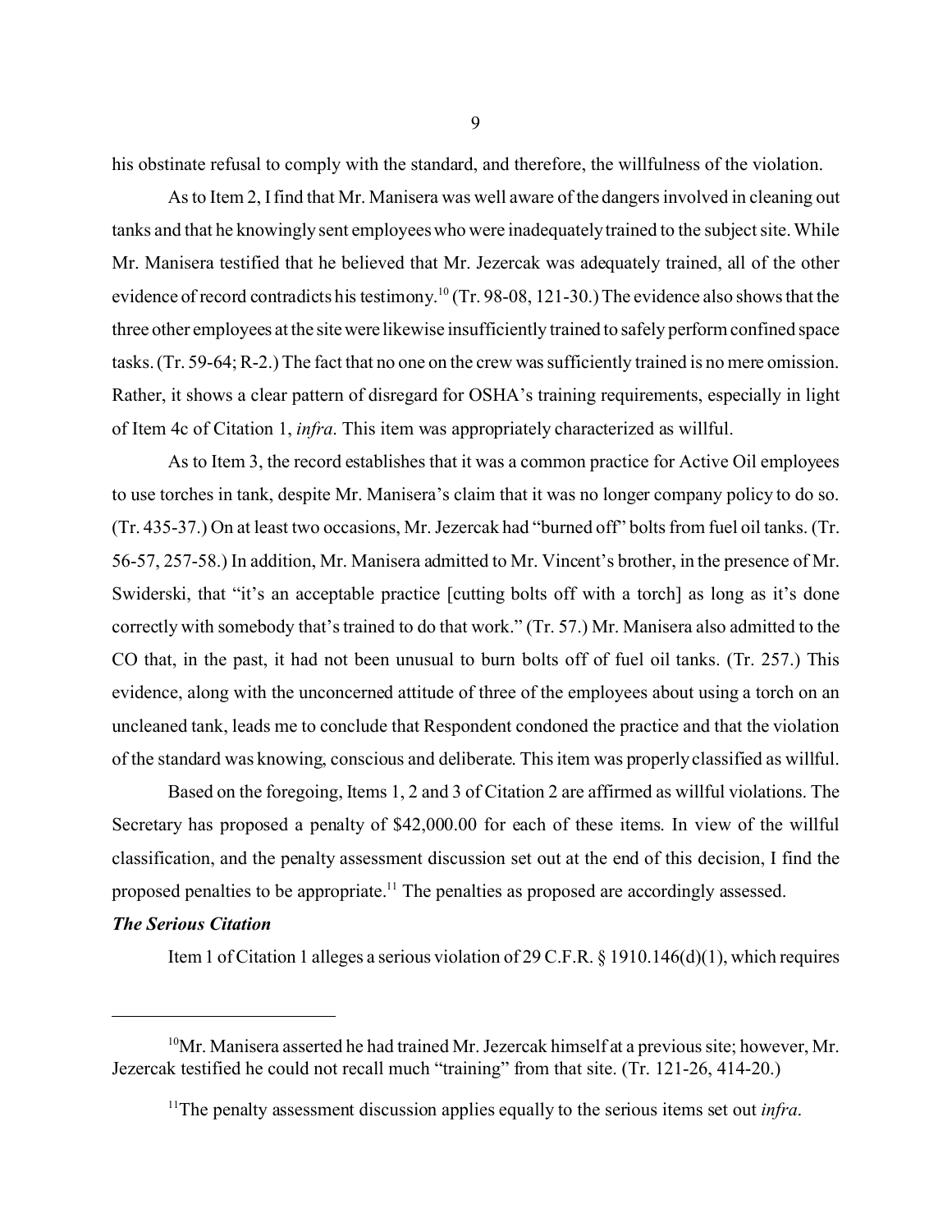his obstinate refusal to comply with the standard, and therefore, the willfulness of the violation.

As to Item 2, I find that Mr. Manisera was well aware of the dangers involved in cleaning out tanks and that he knowingly sent employees who were inadequately trained to the subject site. While Mr. Manisera testified that he believed that Mr. Jezercak was adequately trained, all of the other evidence of record contradicts his testimony.[10] (Tr. 98-08, 121-30.) The evidence also shows that the three other employees at the site were likewise insufficiently trained to safely perform confined space tasks. (Tr. 59-64; R-2.) The fact that no one on the crew was sufficiently trained is no mere omission. Rather, it shows a clear pattern of disregard for OSHA's training requirements, especially in light of Item 4c of Citation 1, *infra*. This item was appropriately characterized as willful.

As to Item 3, the record establishes that it was a common practice for Active Oil employees to use torches in tank, despite Mr. Manisera's claim that it was no longer company policy to do so. (Tr. 435-37.) On at least two occasions, Mr. Jezercak had "burned off" bolts from fuel oil tanks. (Tr. 56-57, 257-58.) In addition, Mr. Manisera admitted to Mr. Vincent's brother, in the presence of Mr. Swiderski, that "it's an acceptable practice [cutting bolts off with a torch] as long as it's done correctly with somebody that's trained to do that work." (Tr. 57.) Mr. Manisera also admitted to the CO that, in the past, it had not been unusual to burn bolts off of fuel oil tanks. (Tr. 257.) This evidence, along with the unconcerned attitude of three of the employees about using a torch on an uncleaned tank, leads me to conclude that Respondent condoned the practice and that the violation of the standard was knowing, conscious and deliberate. This item was properly classified as willful.

Based on the foregoing, Items 1, 2 and 3 of Citation 2 are affirmed as willful violations. The Secretary has proposed a penalty of $42,000.00 for each of these items. In view of the willful classification, and the penalty assessment discussion set out at the end of this decision, I find the proposed penalties to be appropriate.[11] The penalties as proposed are accordingly assessed.

***The Serious Citation***

Item 1 of Citation 1 alleges a serious violation of 29 C.F.R. § 1910.146(d)(1), which requires

---

[10] Mr. Manisera asserted he had trained Mr. Jezercak himself at a previous site; however, Mr. Jezercak testified he could not recall much "training" from that site. (Tr. 121-26, 414-20.)

[11] The penalty assessment discussion applies equally to the serious items set out *infra*.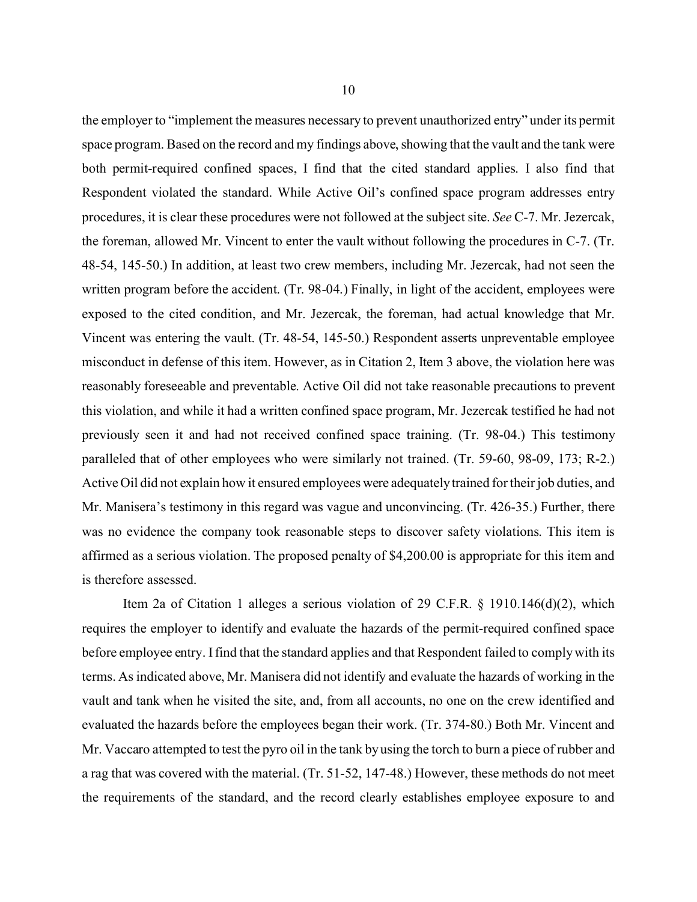the employer to "implement the measures necessary to prevent unauthorized entry" under its permit space program. Based on the record and my findings above, showing that the vault and the tank were both permit-required confined spaces, I find that the cited standard applies. I also find that Respondent violated the standard. While Active Oil's confined space program addresses entry procedures, it is clear these procedures were not followed at the subject site. *See* C-7. Mr. Jezercak, the foreman, allowed Mr. Vincent to enter the vault without following the procedures in C-7. (Tr. 48-54, 145-50.) In addition, at least two crew members, including Mr. Jezercak, had not seen the written program before the accident. (Tr. 98-04.) Finally, in light of the accident, employees were exposed to the cited condition, and Mr. Jezercak, the foreman, had actual knowledge that Mr. Vincent was entering the vault. (Tr. 48-54, 145-50.) Respondent asserts unpreventable employee misconduct in defense of this item. However, as in Citation 2, Item 3 above, the violation here was reasonably foreseeable and preventable. Active Oil did not take reasonable precautions to prevent this violation, and while it had a written confined space program, Mr. Jezercak testified he had not previously seen it and had not received confined space training. (Tr. 98-04.) This testimony paralleled that of other employees who were similarly not trained. (Tr. 59-60, 98-09, 173; R-2.) Active Oil did not explain how it ensured employees were adequately trained for their job duties, and Mr. Manisera's testimony in this regard was vague and unconvincing. (Tr. 426-35.) Further, there was no evidence the company took reasonable steps to discover safety violations. This item is affirmed as a serious violation. The proposed penalty of $4,200.00 is appropriate for this item and is therefore assessed.

Item 2a of Citation 1 alleges a serious violation of 29 C.F.R. § 1910.146(d)(2), which requires the employer to identify and evaluate the hazards of the permit-required confined space before employee entry. I find that the standard applies and that Respondent failed to comply with its terms. As indicated above, Mr. Manisera did not identify and evaluate the hazards of working in the vault and tank when he visited the site, and, from all accounts, no one on the crew identified and evaluated the hazards before the employees began their work. (Tr. 374-80.) Both Mr. Vincent and Mr. Vaccaro attempted to test the pyro oil in the tank by using the torch to burn a piece of rubber and a rag that was covered with the material. (Tr. 51-52, 147-48.) However, these methods do not meet the requirements of the standard, and the record clearly establishes employee exposure to and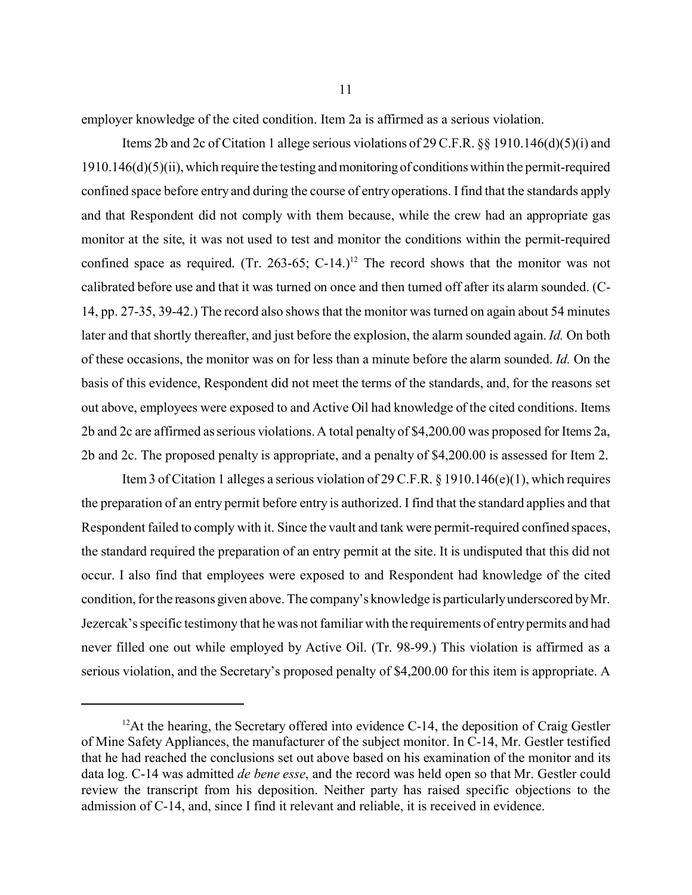employer knowledge of the cited condition. Item 2a is affirmed as a serious violation.

Items 2b and 2c of Citation 1 allege serious violations of 29 C.F.R. §§ 1910.146(d)(5)(i) and 1910.146(d)(5)(ii), which require the testing and monitoring of conditions within the permit-required confined space before entry and during the course of entry operations. I find that the standards apply and that Respondent did not comply with them because, while the crew had an appropriate gas monitor at the site, it was not used to test and monitor the conditions within the permit-required confined space as required. (Tr. 263-65; C-14.)[12] The record shows that the monitor was not calibrated before use and that it was turned on once and then turned off after its alarm sounded. (C-14, pp. 27-35, 39-42.) The record also shows that the monitor was turned on again about 54 minutes later and that shortly thereafter, and just before the explosion, the alarm sounded again. *Id.* On both of these occasions, the monitor was on for less than a minute before the alarm sounded. *Id.* On the basis of this evidence, Respondent did not meet the terms of the standards, and, for the reasons set out above, employees were exposed to and Active Oil had knowledge of the cited conditions. Items 2b and 2c are affirmed as serious violations. A total penalty of $4,200.00 was proposed for Items 2a, 2b and 2c. The proposed penalty is appropriate, and a penalty of $4,200.00 is assessed for Item 2.

Item 3 of Citation 1 alleges a serious violation of 29 C.F.R. § 1910.146(e)(1), which requires the preparation of an entry permit before entry is authorized. I find that the standard applies and that Respondent failed to comply with it. Since the vault and tank were permit-required confined spaces, the standard required the preparation of an entry permit at the site. It is undisputed that this did not occur. I also find that employees were exposed to and Respondent had knowledge of the cited condition, for the reasons given above. The company's knowledge is particularly underscored by Mr. Jezercak's specific testimony that he was not familiar with the requirements of entry permits and had never filled one out while employed by Active Oil. (Tr. 98-99.) This violation is affirmed as a serious violation, and the Secretary's proposed penalty of $4,200.00 for this item is appropriate. A

---

[12] At the hearing, the Secretary offered into evidence C-14, the deposition of Craig Gestler of Mine Safety Appliances, the manufacturer of the subject monitor. In C-14, Mr. Gestler testified that he had reached the conclusions set out above based on his examination of the monitor and its data log. C-14 was admitted *de bene esse*, and the record was held open so that Mr. Gestler could review the transcript from his deposition. Neither party has raised specific objections to the admission of C-14, and, since I find it relevant and reliable, it is received in evidence.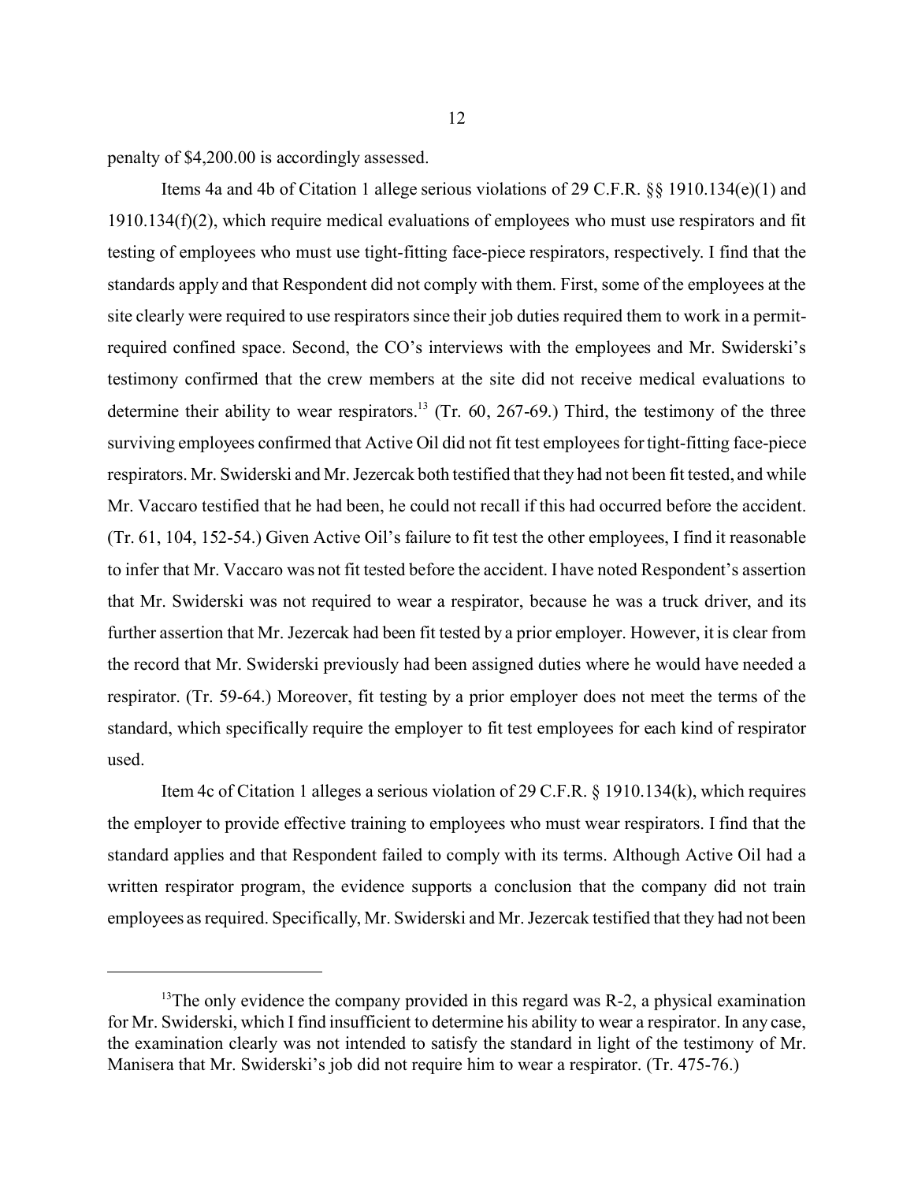penalty of $4,200.00 is accordingly assessed.

Items 4a and 4b of Citation 1 allege serious violations of 29 C.F.R. §§ 1910.134(e)(1) and 1910.134(f)(2), which require medical evaluations of employees who must use respirators and fit testing of employees who must use tight-fitting face-piece respirators, respectively. I find that the standards apply and that Respondent did not comply with them. First, some of the employees at the site clearly were required to use respirators since their job duties required them to work in a permit-required confined space. Second, the CO's interviews with the employees and Mr. Swiderski's testimony confirmed that the crew members at the site did not receive medical evaluations to determine their ability to wear respirators.[13] (Tr. 60, 267-69.) Third, the testimony of the three surviving employees confirmed that Active Oil did not fit test employees for tight-fitting face-piece respirators. Mr. Swiderski and Mr. Jezercak both testified that they had not been fit tested, and while Mr. Vaccaro testified that he had been, he could not recall if this had occurred before the accident. (Tr. 61, 104, 152-54.) Given Active Oil's failure to fit test the other employees, I find it reasonable to infer that Mr. Vaccaro was not fit tested before the accident. I have noted Respondent's assertion that Mr. Swiderski was not required to wear a respirator, because he was a truck driver, and its further assertion that Mr. Jezercak had been fit tested by a prior employer. However, it is clear from the record that Mr. Swiderski previously had been assigned duties where he would have needed a respirator. (Tr. 59-64.) Moreover, fit testing by a prior employer does not meet the terms of the standard, which specifically require the employer to fit test employees for each kind of respirator used.

Item 4c of Citation 1 alleges a serious violation of 29 C.F.R. § 1910.134(k), which requires the employer to provide effective training to employees who must wear respirators. I find that the standard applies and that Respondent failed to comply with its terms. Although Active Oil had a written respirator program, the evidence supports a conclusion that the company did not train employees as required. Specifically, Mr. Swiderski and Mr. Jezercak testified that they had not been

[13] The only evidence the company provided in this regard was R-2, a physical examination for Mr. Swiderski, which I find insufficient to determine his ability to wear a respirator. In any case, the examination clearly was not intended to satisfy the standard in light of the testimony of Mr. Manisera that Mr. Swiderski's job did not require him to wear a respirator. (Tr. 475-76.)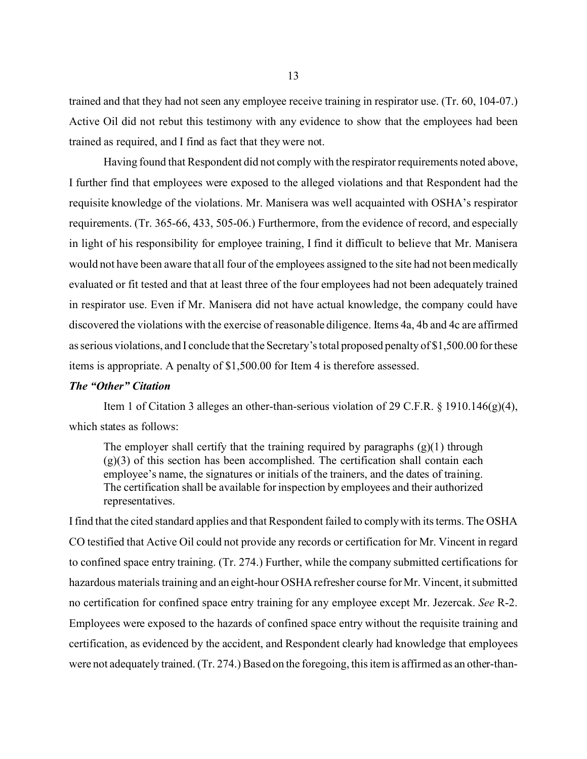trained and that they had not seen any employee receive training in respirator use. (Tr. 60, 104-07.) Active Oil did not rebut this testimony with any evidence to show that the employees had been trained as required, and I find as fact that they were not.

Having found that Respondent did not comply with the respirator requirements noted above, I further find that employees were exposed to the alleged violations and that Respondent had the requisite knowledge of the violations. Mr. Manisera was well acquainted with OSHA's respirator requirements. (Tr. 365-66, 433, 505-06.) Furthermore, from the evidence of record, and especially in light of his responsibility for employee training, I find it difficult to believe that Mr. Manisera would not have been aware that all four of the employees assigned to the site had not been medically evaluated or fit tested and that at least three of the four employees had not been adequately trained in respirator use. Even if Mr. Manisera did not have actual knowledge, the company could have discovered the violations with the exercise of reasonable diligence. Items 4a, 4b and 4c are affirmed as serious violations, and I conclude that the Secretary's total proposed penalty of $1,500.00 for these items is appropriate. A penalty of $1,500.00 for Item 4 is therefore assessed.

***The "Other" Citation***

Item 1 of Citation 3 alleges an other-than-serious violation of 29 C.F.R. § 1910.146(g)(4), which states as follows:

> The employer shall certify that the training required by paragraphs (g)(1) through (g)(3) of this section has been accomplished. The certification shall contain each employee's name, the signatures or initials of the trainers, and the dates of training. The certification shall be available for inspection by employees and their authorized representatives.

I find that the cited standard applies and that Respondent failed to comply with its terms. The OSHA CO testified that Active Oil could not provide any records or certification for Mr. Vincent in regard to confined space entry training. (Tr. 274.) Further, while the company submitted certifications for hazardous materials training and an eight-hour OSHA refresher course for Mr. Vincent, it submitted no certification for confined space entry training for any employee except Mr. Jezercak. *See* R-2. Employees were exposed to the hazards of confined space entry without the requisite training and certification, as evidenced by the accident, and Respondent clearly had knowledge that employees were not adequately trained. (Tr. 274.) Based on the foregoing, this item is affirmed as an other-than-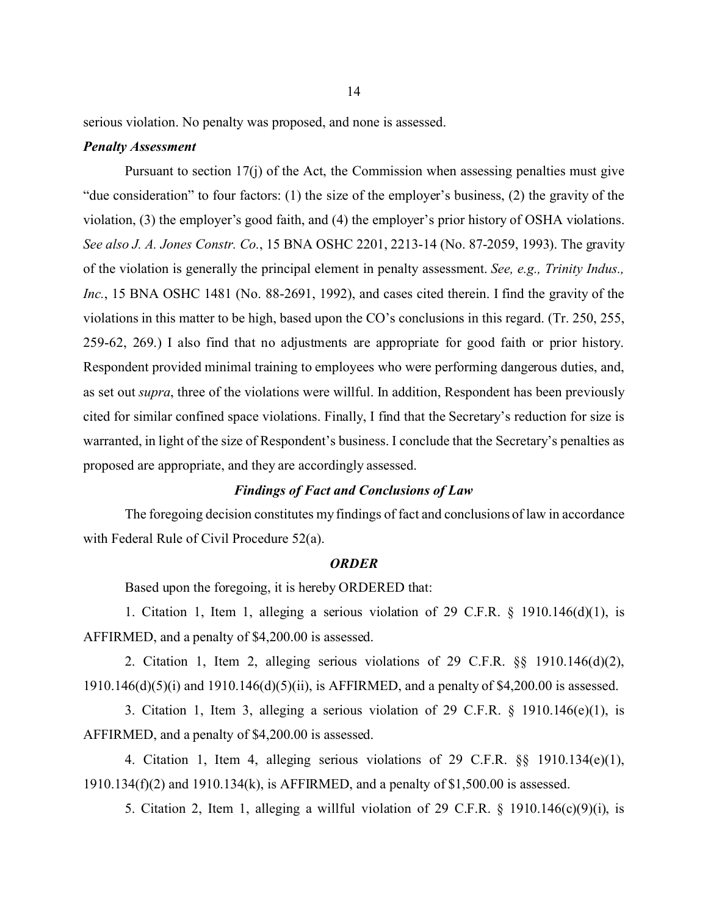serious violation. No penalty was proposed, and none is assessed.

***Penalty Assessment***

Pursuant to section 17(j) of the Act, the Commission when assessing penalties must give "due consideration" to four factors: (1) the size of the employer's business, (2) the gravity of the violation, (3) the employer's good faith, and (4) the employer's prior history of OSHA violations. *See also J. A. Jones Constr. Co.*, 15 BNA OSHC 2201, 2213-14 (No. 87-2059, 1993). The gravity of the violation is generally the principal element in penalty assessment. *See, e.g., Trinity Indus., Inc.*, 15 BNA OSHC 1481 (No. 88-2691, 1992), and cases cited therein. I find the gravity of the violations in this matter to be high, based upon the CO's conclusions in this regard. (Tr. 250, 255, 259-62, 269.) I also find that no adjustments are appropriate for good faith or prior history. Respondent provided minimal training to employees who were performing dangerous duties, and, as set out *supra*, three of the violations were willful. In addition, Respondent has been previously cited for similar confined space violations. Finally, I find that the Secretary's reduction for size is warranted, in light of the size of Respondent's business. I conclude that the Secretary's penalties as proposed are appropriate, and they are accordingly assessed.

***Findings of Fact and Conclusions of Law***

The foregoing decision constitutes my findings of fact and conclusions of law in accordance with Federal Rule of Civil Procedure 52(a).

***ORDER***

Based upon the foregoing, it is hereby ORDERED that:

1. Citation 1, Item 1, alleging a serious violation of 29 C.F.R. § 1910.146(d)(1), is AFFIRMED, and a penalty of $4,200.00 is assessed.

2. Citation 1, Item 2, alleging serious violations of 29 C.F.R. §§ 1910.146(d)(2), 1910.146(d)(5)(i) and 1910.146(d)(5)(ii), is AFFIRMED, and a penalty of $4,200.00 is assessed.

3. Citation 1, Item 3, alleging a serious violation of 29 C.F.R. § 1910.146(e)(1), is AFFIRMED, and a penalty of $4,200.00 is assessed.

4. Citation 1, Item 4, alleging serious violations of 29 C.F.R. §§ 1910.134(e)(1), 1910.134(f)(2) and 1910.134(k), is AFFIRMED, and a penalty of $1,500.00 is assessed.

5. Citation 2, Item 1, alleging a willful violation of 29 C.F.R. § 1910.146(c)(9)(i), is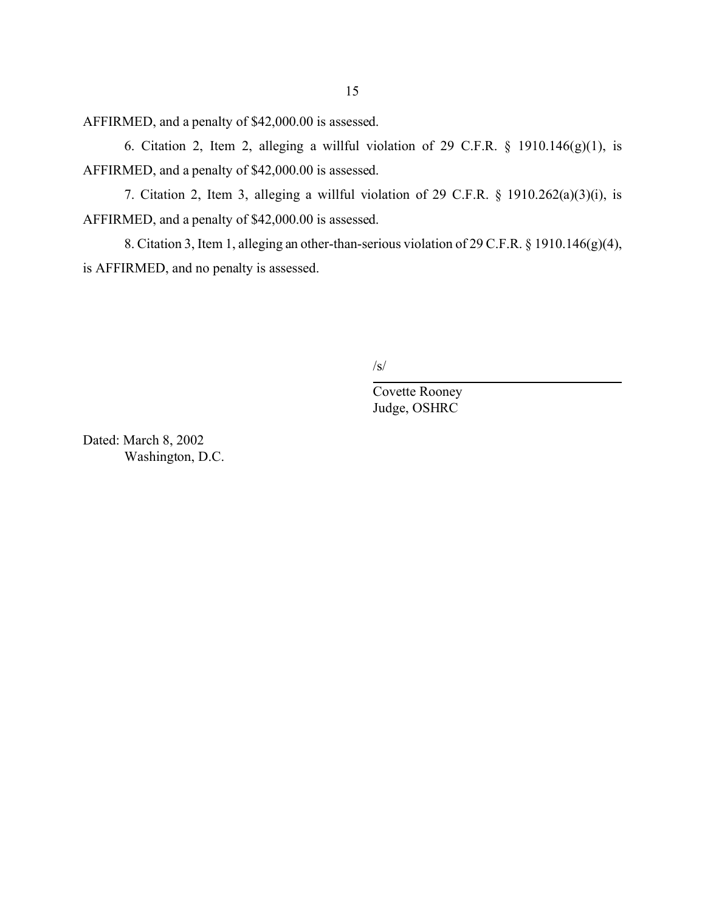AFFIRMED, and a penalty of $42,000.00 is assessed.

6. Citation 2, Item 2, alleging a willful violation of 29 C.F.R. § 1910.146(g)(1), is AFFIRMED, and a penalty of $42,000.00 is assessed.

7. Citation 2, Item 3, alleging a willful violation of 29 C.F.R. § 1910.262(a)(3)(i), is AFFIRMED, and a penalty of $42,000.00 is assessed.

8. Citation 3, Item 1, alleging an other-than-serious violation of 29 C.F.R. § 1910.146(g)(4), is AFFIRMED, and no penalty is assessed.

/s/

Covette Rooney
Judge, OSHRC

Dated: March 8, 2002
Washington, D.C.